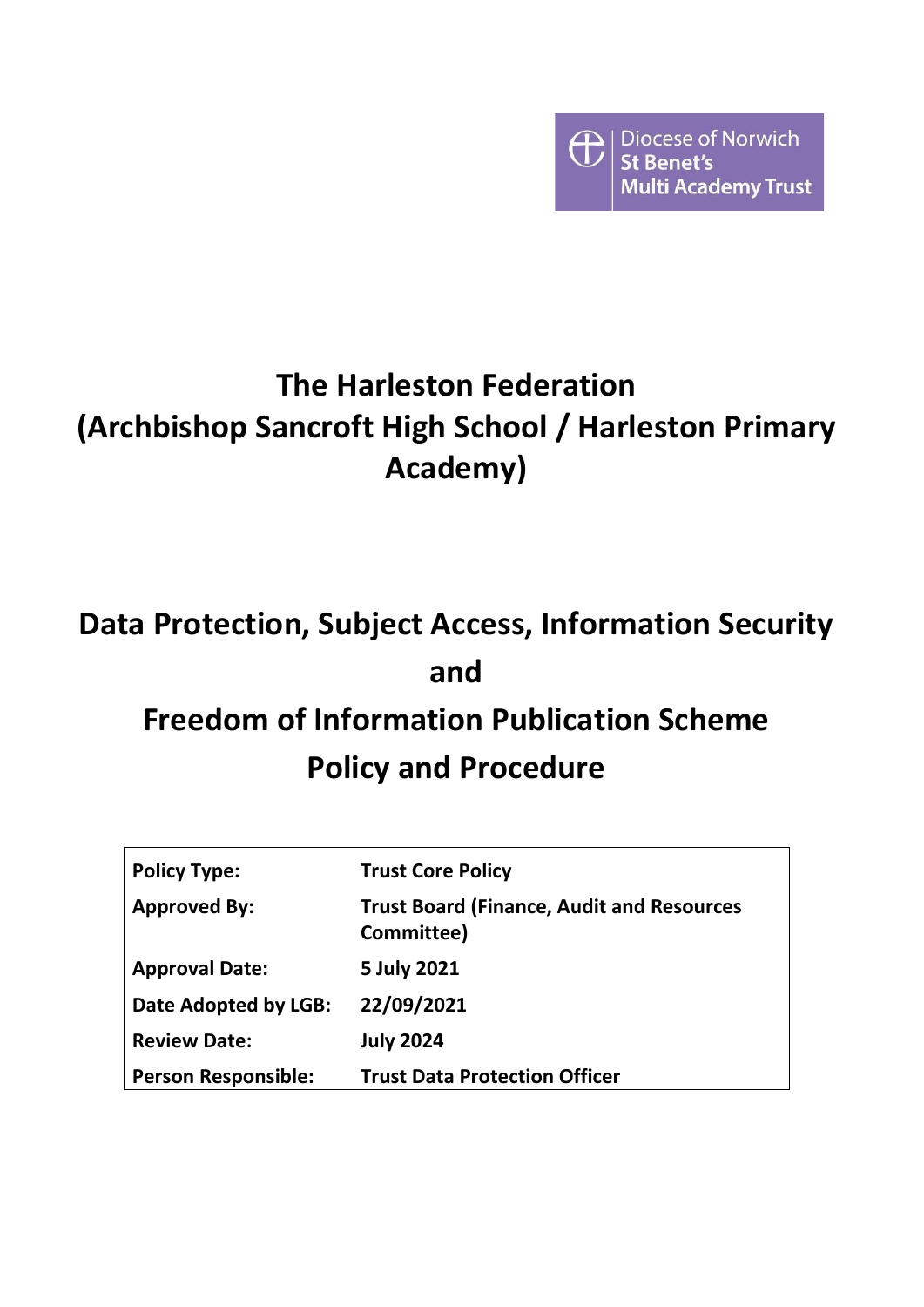Diocese of Norwich
St Benet's
Multi Academy Trust

# The Harleston Federation (Archbishop Sancroft High School / Harleston Primary Academy)

# Data Protection, Subject Access, Information Security and Freedom of Information Publication Scheme Policy and Procedure

| | |
|---|---|
| **Policy Type:** | **Trust Core Policy** |
| **Approved By:** | **Trust Board (Finance, Audit and Resources Committee)** |
| **Approval Date:** | **5 July 2021** |
| **Date Adopted by LGB:** | **22/09/2021** |
| **Review Date:** | **July 2024** |
| **Person Responsible:** | **Trust Data Protection Officer** |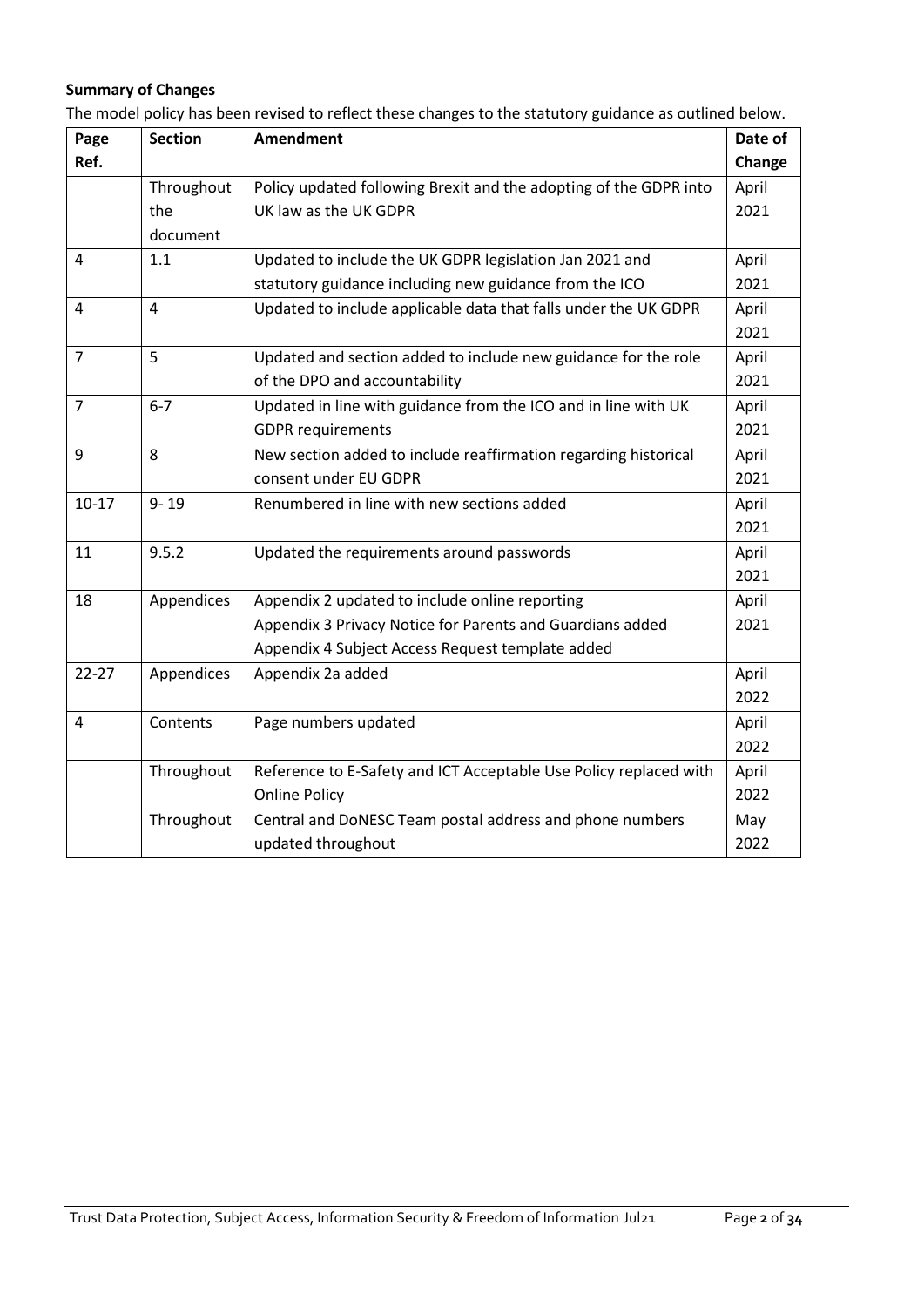**Summary of Changes**

The model policy has been revised to reflect these changes to the statutory guidance as outlined below.

| Page Ref. | Section | Amendment | Date of Change |
|---|---|---|---|
| | Throughout the document | Policy updated following Brexit and the adopting of the GDPR into UK law as the UK GDPR | April 2021 |
| 4 | 1.1 | Updated to include the UK GDPR legislation Jan 2021 and statutory guidance including new guidance from the ICO | April 2021 |
| 4 | 4 | Updated to include applicable data that falls under the UK GDPR | April 2021 |
| 7 | 5 | Updated and section added to include new guidance for the role of the DPO and accountability | April 2021 |
| 7 | 6-7 | Updated in line with guidance from the ICO and in line with UK GDPR requirements | April 2021 |
| 9 | 8 | New section added to include reaffirmation regarding historical consent under EU GDPR | April 2021 |
| 10-17 | 9- 19 | Renumbered in line with new sections added | April 2021 |
| 11 | 9.5.2 | Updated the requirements around passwords | April 2021 |
| 18 | Appendices | Appendix 2 updated to include online reporting<br>Appendix 3 Privacy Notice for Parents and Guardians added<br>Appendix 4 Subject Access Request template added | April 2021 |
| 22-27 | Appendices | Appendix 2a added | April 2022 |
| 4 | Contents | Page numbers updated | April 2022 |
| | Throughout | Reference to E-Safety and ICT Acceptable Use Policy replaced with Online Policy | April 2022 |
| | Throughout | Central and DoNESC Team postal address and phone numbers updated throughout | May 2022 |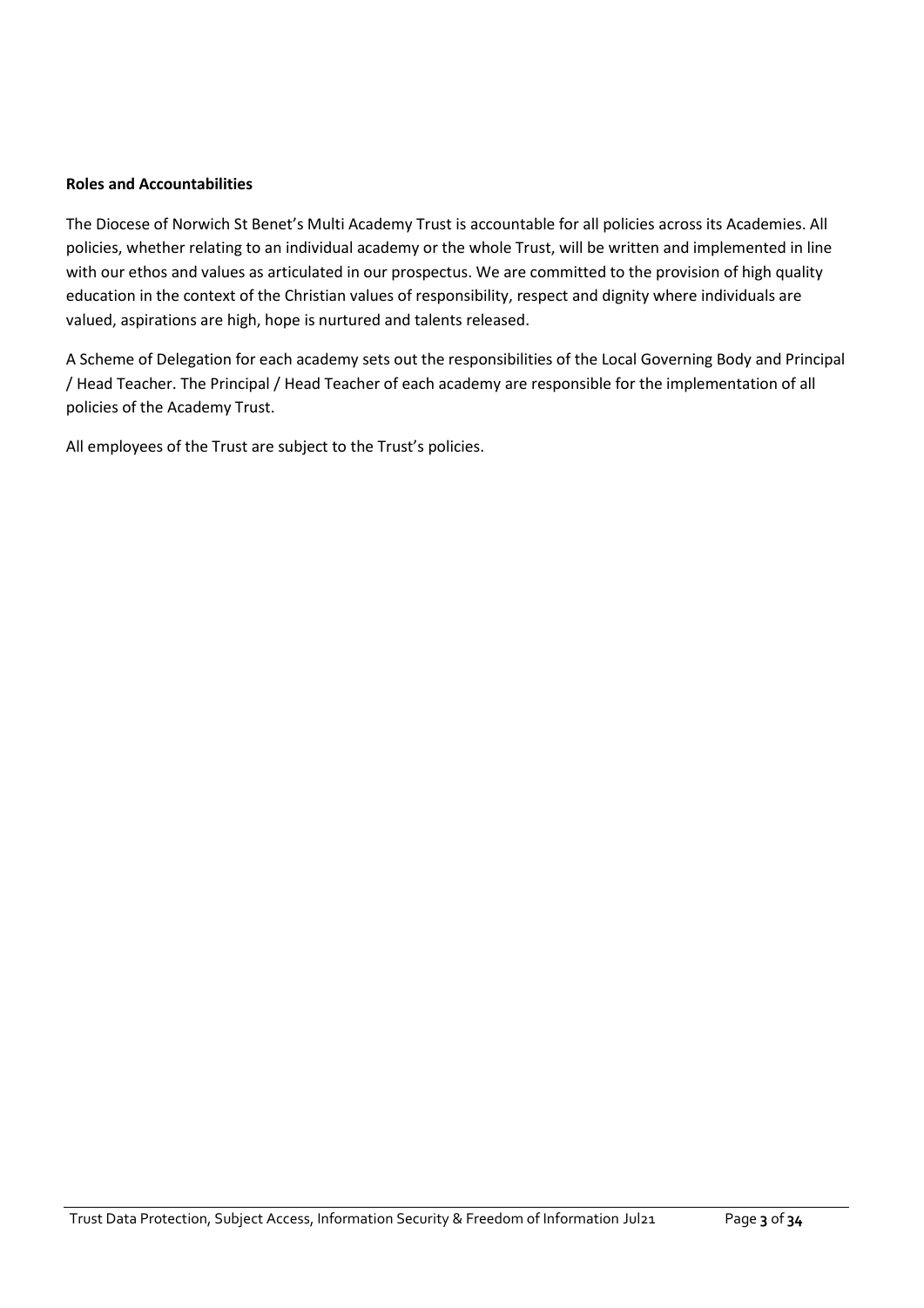**Roles and Accountabilities**

The Diocese of Norwich St Benet's Multi Academy Trust is accountable for all policies across its Academies. All policies, whether relating to an individual academy or the whole Trust, will be written and implemented in line with our ethos and values as articulated in our prospectus. We are committed to the provision of high quality education in the context of the Christian values of responsibility, respect and dignity where individuals are valued, aspirations are high, hope is nurtured and talents released.

A Scheme of Delegation for each academy sets out the responsibilities of the Local Governing Body and Principal / Head Teacher. The Principal / Head Teacher of each academy are responsible for the implementation of all policies of the Academy Trust.

All employees of the Trust are subject to the Trust's policies.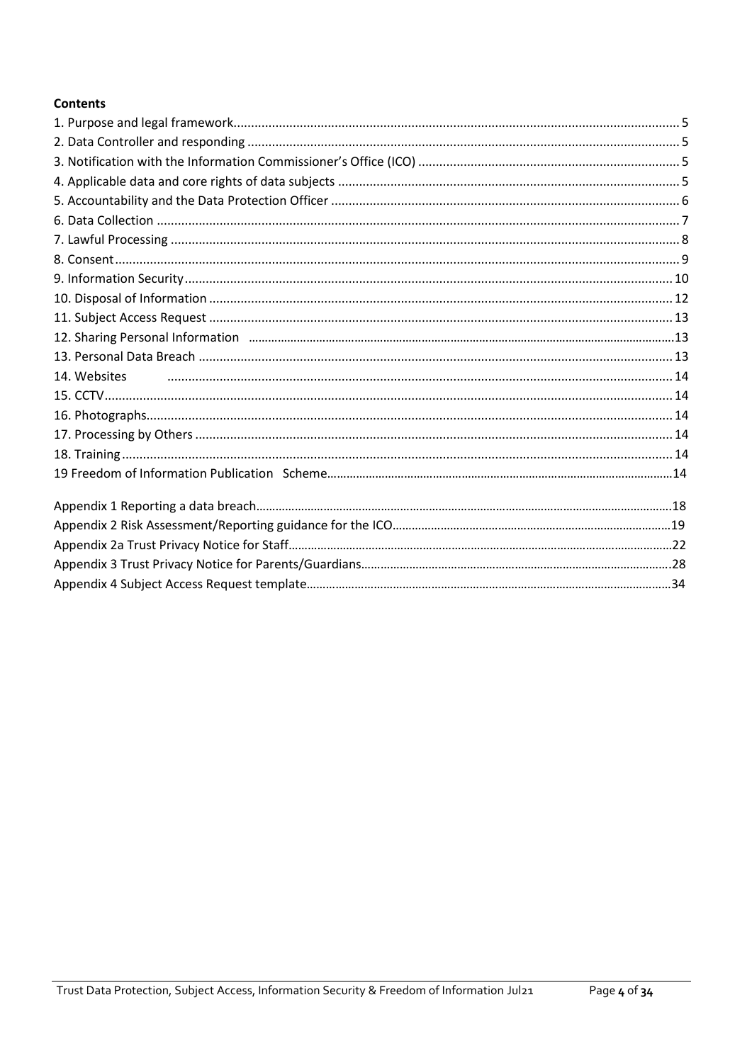**Contents**

1. Purpose and legal framework ... 5
2. Data Controller and responding ... 5
3. Notification with the Information Commissioner's Office (ICO) ... 5
4. Applicable data and core rights of data subjects ... 5
5. Accountability and the Data Protection Officer ... 6
6. Data Collection ... 7
7. Lawful Processing ... 8
8. Consent ... 9
9. Information Security ... 10
10. Disposal of Information ... 12
11. Subject Access Request ... 13
12. Sharing Personal Information ... 13
13. Personal Data Breach ... 13
14. Websites ... 14
15. CCTV ... 14
16. Photographs ... 14
17. Processing by Others ... 14
18. Training ... 14
19 Freedom of Information Publication Scheme ... 14

Appendix 1 Reporting a data breach ... 18
Appendix 2 Risk Assessment/Reporting guidance for the ICO ... 19
Appendix 2a Trust Privacy Notice for Staff ... 22
Appendix 3 Trust Privacy Notice for Parents/Guardians ... 28
Appendix 4 Subject Access Request template ... 34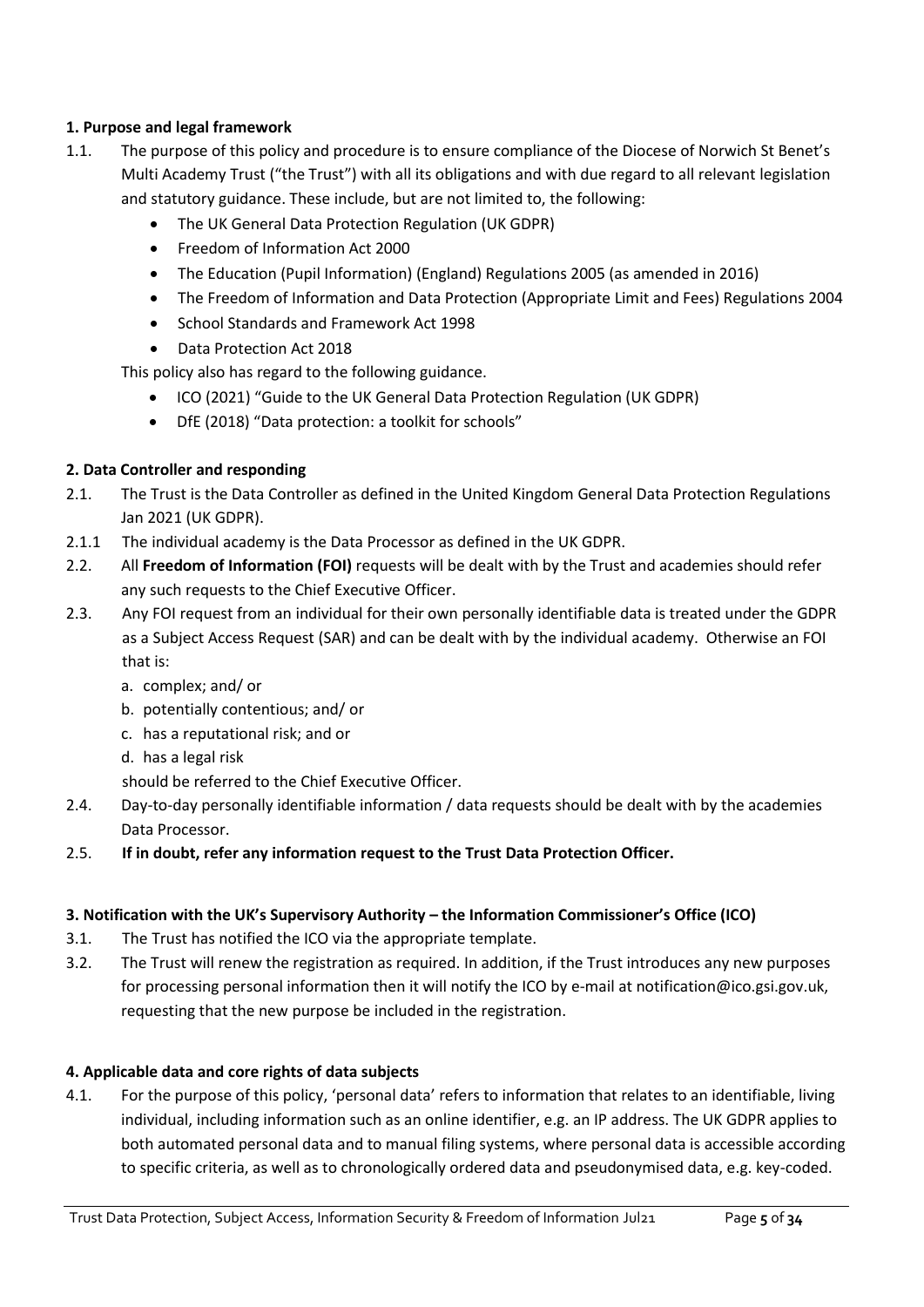**1. Purpose and legal framework**

1.1. The purpose of this policy and procedure is to ensure compliance of the Diocese of Norwich St Benet's Multi Academy Trust ("the Trust") with all its obligations and with due regard to all relevant legislation and statutory guidance. These include, but are not limited to, the following:

- The UK General Data Protection Regulation (UK GDPR)
- Freedom of Information Act 2000
- The Education (Pupil Information) (England) Regulations 2005 (as amended in 2016)
- The Freedom of Information and Data Protection (Appropriate Limit and Fees) Regulations 2004
- School Standards and Framework Act 1998
- Data Protection Act 2018

This policy also has regard to the following guidance.

- ICO (2021) "Guide to the UK General Data Protection Regulation (UK GDPR)
- DfE (2018) "Data protection: a toolkit for schools"

**2. Data Controller and responding**

2.1. The Trust is the Data Controller as defined in the United Kingdom General Data Protection Regulations Jan 2021 (UK GDPR).

2.1.1 The individual academy is the Data Processor as defined in the UK GDPR.

2.2. All **Freedom of Information (FOI)** requests will be dealt with by the Trust and academies should refer any such requests to the Chief Executive Officer.

2.3. Any FOI request from an individual for their own personally identifiable data is treated under the GDPR as a Subject Access Request (SAR) and can be dealt with by the individual academy. Otherwise an FOI that is:

a. complex; and/ or
b. potentially contentious; and/ or
c. has a reputational risk; and or
d. has a legal risk

should be referred to the Chief Executive Officer.

2.4. Day-to-day personally identifiable information / data requests should be dealt with by the academies Data Processor.

2.5. **If in doubt, refer any information request to the Trust Data Protection Officer.**

**3. Notification with the UK's Supervisory Authority – the Information Commissioner's Office (ICO)**

3.1. The Trust has notified the ICO via the appropriate template.

3.2. The Trust will renew the registration as required. In addition, if the Trust introduces any new purposes for processing personal information then it will notify the ICO by e-mail at notification@ico.gsi.gov.uk, requesting that the new purpose be included in the registration.

**4. Applicable data and core rights of data subjects**

4.1. For the purpose of this policy, 'personal data' refers to information that relates to an identifiable, living individual, including information such as an online identifier, e.g. an IP address. The UK GDPR applies to both automated personal data and to manual filing systems, where personal data is accessible according to specific criteria, as well as to chronologically ordered data and pseudonymised data, e.g. key-coded.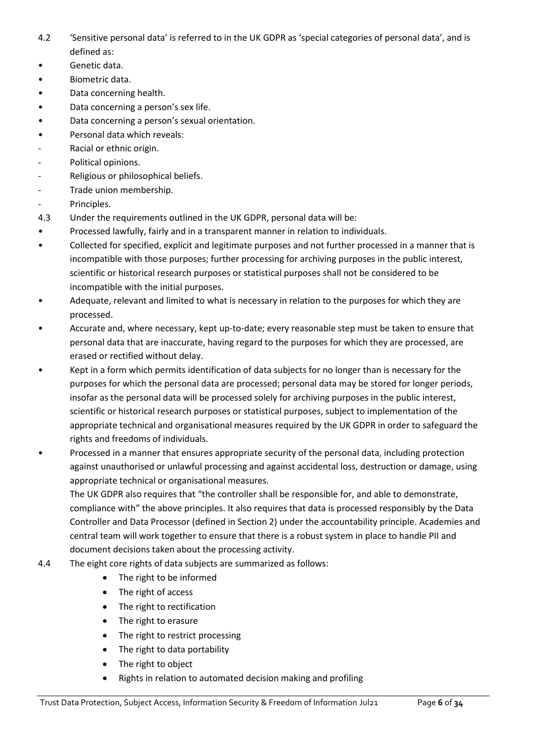4.2 'Sensitive personal data' is referred to in the UK GDPR as 'special categories of personal data', and is defined as:

- Genetic data.
- Biometric data.
- Data concerning health.
- Data concerning a person's sex life.
- Data concerning a person's sexual orientation.
- Personal data which reveals:
  - Racial or ethnic origin.
  - Political opinions.
  - Religious or philosophical beliefs.
  - Trade union membership.
  - Principles.

4.3 Under the requirements outlined in the UK GDPR, personal data will be:

- Processed lawfully, fairly and in a transparent manner in relation to individuals.
- Collected for specified, explicit and legitimate purposes and not further processed in a manner that is incompatible with those purposes; further processing for archiving purposes in the public interest, scientific or historical research purposes or statistical purposes shall not be considered to be incompatible with the initial purposes.
- Adequate, relevant and limited to what is necessary in relation to the purposes for which they are processed.
- Accurate and, where necessary, kept up-to-date; every reasonable step must be taken to ensure that personal data that are inaccurate, having regard to the purposes for which they are processed, are erased or rectified without delay.
- Kept in a form which permits identification of data subjects for no longer than is necessary for the purposes for which the personal data are processed; personal data may be stored for longer periods, insofar as the personal data will be processed solely for archiving purposes in the public interest, scientific or historical research purposes or statistical purposes, subject to implementation of the appropriate technical and organisational measures required by the UK GDPR in order to safeguard the rights and freedoms of individuals.
- Processed in a manner that ensures appropriate security of the personal data, including protection against unauthorised or unlawful processing and against accidental loss, destruction or damage, using appropriate technical or organisational measures.

The UK GDPR also requires that "the controller shall be responsible for, and able to demonstrate, compliance with" the above principles. It also requires that data is processed responsibly by the Data Controller and Data Processor (defined in Section 2) under the accountability principle. Academies and central team will work together to ensure that there is a robust system in place to handle PII and document decisions taken about the processing activity.

4.4 The eight core rights of data subjects are summarized as follows:

- The right to be informed
- The right of access
- The right to rectification
- The right to erasure
- The right to restrict processing
- The right to data portability
- The right to object
- Rights in relation to automated decision making and profiling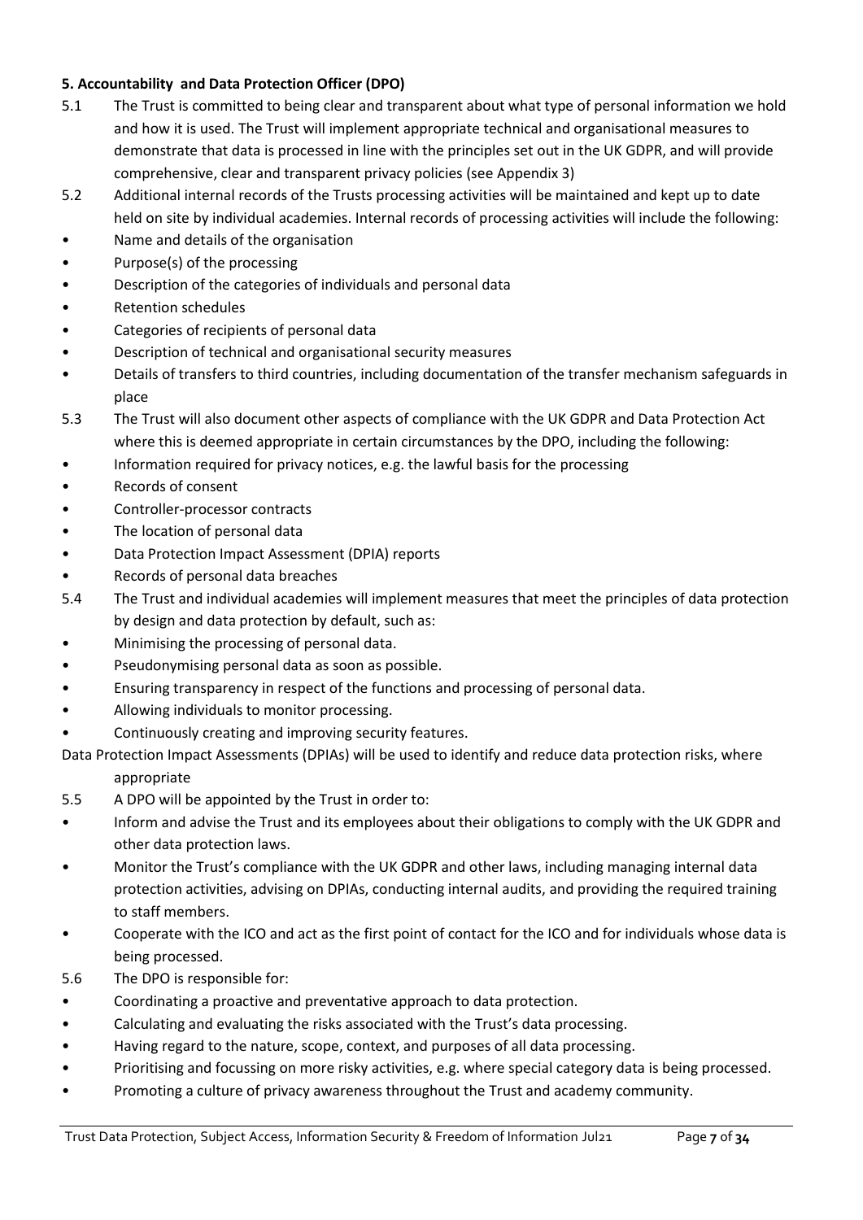**5. Accountability and Data Protection Officer (DPO)**

5.1 The Trust is committed to being clear and transparent about what type of personal information we hold and how it is used. The Trust will implement appropriate technical and organisational measures to demonstrate that data is processed in line with the principles set out in the UK GDPR, and will provide comprehensive, clear and transparent privacy policies (see Appendix 3)

5.2 Additional internal records of the Trusts processing activities will be maintained and kept up to date held on site by individual academies. Internal records of processing activities will include the following:

- Name and details of the organisation
- Purpose(s) of the processing
- Description of the categories of individuals and personal data
- Retention schedules
- Categories of recipients of personal data
- Description of technical and organisational security measures
- Details of transfers to third countries, including documentation of the transfer mechanism safeguards in place

5.3 The Trust will also document other aspects of compliance with the UK GDPR and Data Protection Act where this is deemed appropriate in certain circumstances by the DPO, including the following:

- Information required for privacy notices, e.g. the lawful basis for the processing
- Records of consent
- Controller-processor contracts
- The location of personal data
- Data Protection Impact Assessment (DPIA) reports
- Records of personal data breaches

5.4 The Trust and individual academies will implement measures that meet the principles of data protection by design and data protection by default, such as:

- Minimising the processing of personal data.
- Pseudonymising personal data as soon as possible.
- Ensuring transparency in respect of the functions and processing of personal data.
- Allowing individuals to monitor processing.
- Continuously creating and improving security features.

Data Protection Impact Assessments (DPIAs) will be used to identify and reduce data protection risks, where appropriate

5.5 A DPO will be appointed by the Trust in order to:

- Inform and advise the Trust and its employees about their obligations to comply with the UK GDPR and other data protection laws.
- Monitor the Trust's compliance with the UK GDPR and other laws, including managing internal data protection activities, advising on DPIAs, conducting internal audits, and providing the required training to staff members.
- Cooperate with the ICO and act as the first point of contact for the ICO and for individuals whose data is being processed.

5.6 The DPO is responsible for:

- Coordinating a proactive and preventative approach to data protection.
- Calculating and evaluating the risks associated with the Trust's data processing.
- Having regard to the nature, scope, context, and purposes of all data processing.
- Prioritising and focussing on more risky activities, e.g. where special category data is being processed.
- Promoting a culture of privacy awareness throughout the Trust and academy community.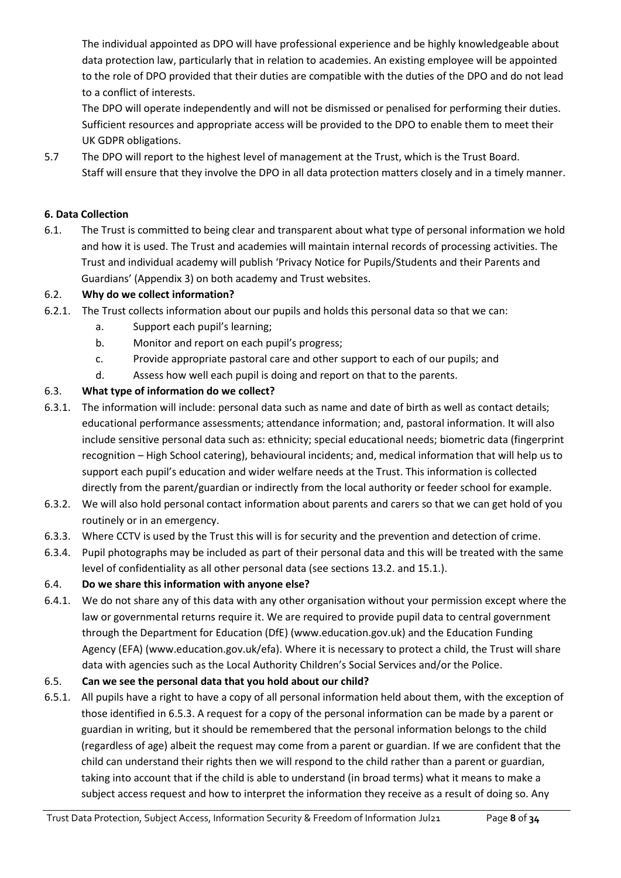The individual appointed as DPO will have professional experience and be highly knowledgeable about data protection law, particularly that in relation to academies. An existing employee will be appointed to the role of DPO provided that their duties are compatible with the duties of the DPO and do not lead to a conflict of interests.

The DPO will operate independently and will not be dismissed or penalised for performing their duties. Sufficient resources and appropriate access will be provided to the DPO to enable them to meet their UK GDPR obligations.

5.7 The DPO will report to the highest level of management at the Trust, which is the Trust Board. Staff will ensure that they involve the DPO in all data protection matters closely and in a timely manner.

**6. Data Collection**

6.1. The Trust is committed to being clear and transparent about what type of personal information we hold and how it is used. The Trust and academies will maintain internal records of processing activities. The Trust and individual academy will publish 'Privacy Notice for Pupils/Students and their Parents and Guardians' (Appendix 3) on both academy and Trust websites.

6.2. **Why do we collect information?**

6.2.1. The Trust collects information about our pupils and holds this personal data so that we can:

a. Support each pupil's learning;
b. Monitor and report on each pupil's progress;
c. Provide appropriate pastoral care and other support to each of our pupils; and
d. Assess how well each pupil is doing and report on that to the parents.

6.3. **What type of information do we collect?**

6.3.1. The information will include: personal data such as name and date of birth as well as contact details; educational performance assessments; attendance information; and, pastoral information. It will also include sensitive personal data such as: ethnicity; special educational needs; biometric data (fingerprint recognition – High School catering), behavioural incidents; and, medical information that will help us to support each pupil's education and wider welfare needs at the Trust. This information is collected directly from the parent/guardian or indirectly from the local authority or feeder school for example.

6.3.2. We will also hold personal contact information about parents and carers so that we can get hold of you routinely or in an emergency.

6.3.3. Where CCTV is used by the Trust this will is for security and the prevention and detection of crime.

6.3.4. Pupil photographs may be included as part of their personal data and this will be treated with the same level of confidentiality as all other personal data (see sections 13.2. and 15.1.).

6.4. **Do we share this information with anyone else?**

6.4.1. We do not share any of this data with any other organisation without your permission except where the law or governmental returns require it. We are required to provide pupil data to central government through the Department for Education (DfE) (www.education.gov.uk) and the Education Funding Agency (EFA) (www.education.gov.uk/efa). Where it is necessary to protect a child, the Trust will share data with agencies such as the Local Authority Children's Social Services and/or the Police.

6.5. **Can we see the personal data that you hold about our child?**

6.5.1. All pupils have a right to have a copy of all personal information held about them, with the exception of those identified in 6.5.3. A request for a copy of the personal information can be made by a parent or guardian in writing, but it should be remembered that the personal information belongs to the child (regardless of age) albeit the request may come from a parent or guardian. If we are confident that the child can understand their rights then we will respond to the child rather than a parent or guardian, taking into account that if the child is able to understand (in broad terms) what it means to make a subject access request and how to interpret the information they receive as a result of doing so. Any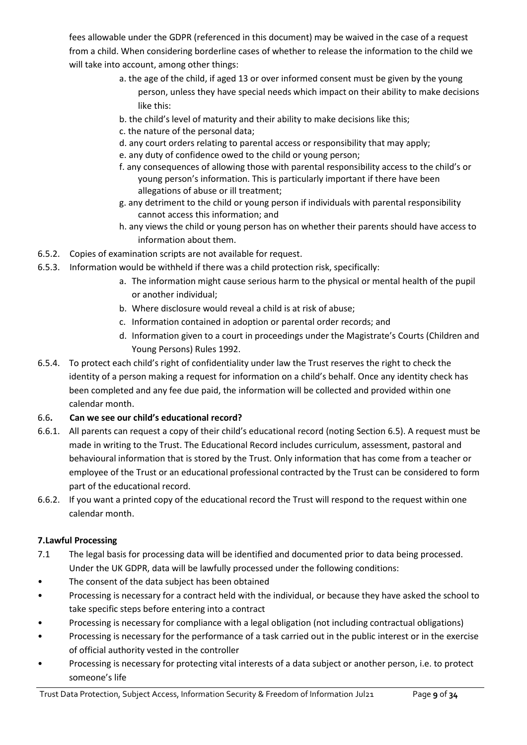fees allowable under the GDPR (referenced in this document) may be waived in the case of a request from a child. When considering borderline cases of whether to release the information to the child we will take into account, among other things:

a. the age of the child, if aged 13 or over informed consent must be given by the young person, unless they have special needs which impact on their ability to make decisions like this:

b. the child's level of maturity and their ability to make decisions like this;

c. the nature of the personal data;

d. any court orders relating to parental access or responsibility that may apply;

e. any duty of confidence owed to the child or young person;

f. any consequences of allowing those with parental responsibility access to the child's or young person's information. This is particularly important if there have been allegations of abuse or ill treatment;

g. any detriment to the child or young person if individuals with parental responsibility cannot access this information; and

h. any views the child or young person has on whether their parents should have access to information about them.

6.5.2. Copies of examination scripts are not available for request.

6.5.3. Information would be withheld if there was a child protection risk, specifically:

a. The information might cause serious harm to the physical or mental health of the pupil or another individual;

b. Where disclosure would reveal a child is at risk of abuse;

c. Information contained in adoption or parental order records; and

d. Information given to a court in proceedings under the Magistrate's Courts (Children and Young Persons) Rules 1992.

6.5.4. To protect each child's right of confidentiality under law the Trust reserves the right to check the identity of a person making a request for information on a child's behalf. Once any identity check has been completed and any fee due paid, the information will be collected and provided within one calendar month.

6.6**. Can we see our child's educational record?**

6.6.1. All parents can request a copy of their child's educational record (noting Section 6.5). A request must be made in writing to the Trust. The Educational Record includes curriculum, assessment, pastoral and behavioural information that is stored by the Trust. Only information that has come from a teacher or employee of the Trust or an educational professional contracted by the Trust can be considered to form part of the educational record.

6.6.2. If you want a printed copy of the educational record the Trust will respond to the request within one calendar month.

**7.Lawful Processing**

7.1 The legal basis for processing data will be identified and documented prior to data being processed. Under the UK GDPR, data will be lawfully processed under the following conditions:

- The consent of the data subject has been obtained
- Processing is necessary for a contract held with the individual, or because they have asked the school to take specific steps before entering into a contract
- Processing is necessary for compliance with a legal obligation (not including contractual obligations)
- Processing is necessary for the performance of a task carried out in the public interest or in the exercise of official authority vested in the controller
- Processing is necessary for protecting vital interests of a data subject or another person, i.e. to protect someone's life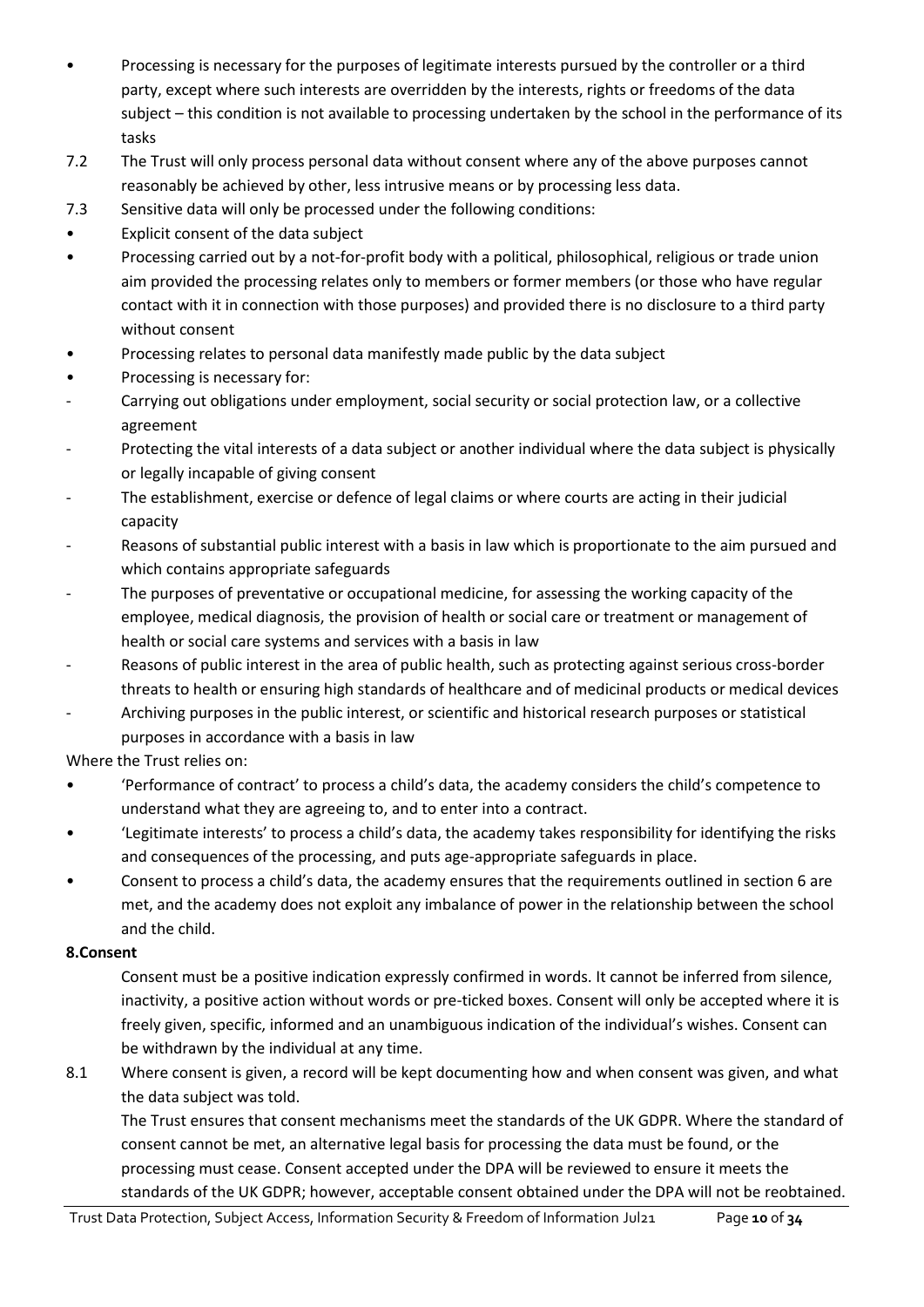- Processing is necessary for the purposes of legitimate interests pursued by the controller or a third party, except where such interests are overridden by the interests, rights or freedoms of the data subject – this condition is not available to processing undertaken by the school in the performance of its tasks

7.2 The Trust will only process personal data without consent where any of the above purposes cannot reasonably be achieved by other, less intrusive means or by processing less data.

7.3 Sensitive data will only be processed under the following conditions:

- Explicit consent of the data subject
- Processing carried out by a not-for-profit body with a political, philosophical, religious or trade union aim provided the processing relates only to members or former members (or those who have regular contact with it in connection with those purposes) and provided there is no disclosure to a third party without consent
- Processing relates to personal data manifestly made public by the data subject
- Processing is necessary for:
  - Carrying out obligations under employment, social security or social protection law, or a collective agreement
  - Protecting the vital interests of a data subject or another individual where the data subject is physically or legally incapable of giving consent
  - The establishment, exercise or defence of legal claims or where courts are acting in their judicial capacity
  - Reasons of substantial public interest with a basis in law which is proportionate to the aim pursued and which contains appropriate safeguards
  - The purposes of preventative or occupational medicine, for assessing the working capacity of the employee, medical diagnosis, the provision of health or social care or treatment or management of health or social care systems and services with a basis in law
  - Reasons of public interest in the area of public health, such as protecting against serious cross-border threats to health or ensuring high standards of healthcare and of medicinal products or medical devices
  - Archiving purposes in the public interest, or scientific and historical research purposes or statistical purposes in accordance with a basis in law

Where the Trust relies on:

- 'Performance of contract' to process a child's data, the academy considers the child's competence to understand what they are agreeing to, and to enter into a contract.
- 'Legitimate interests' to process a child's data, the academy takes responsibility for identifying the risks and consequences of the processing, and puts age-appropriate safeguards in place.
- Consent to process a child's data, the academy ensures that the requirements outlined in section 6 are met, and the academy does not exploit any imbalance of power in the relationship between the school and the child.

**8.Consent**

Consent must be a positive indication expressly confirmed in words. It cannot be inferred from silence, inactivity, a positive action without words or pre-ticked boxes. Consent will only be accepted where it is freely given, specific, informed and an unambiguous indication of the individual's wishes. Consent can be withdrawn by the individual at any time.

8.1 Where consent is given, a record will be kept documenting how and when consent was given, and what the data subject was told.

The Trust ensures that consent mechanisms meet the standards of the UK GDPR. Where the standard of consent cannot be met, an alternative legal basis for processing the data must be found, or the processing must cease. Consent accepted under the DPA will be reviewed to ensure it meets the standards of the UK GDPR; however, acceptable consent obtained under the DPA will not be reobtained.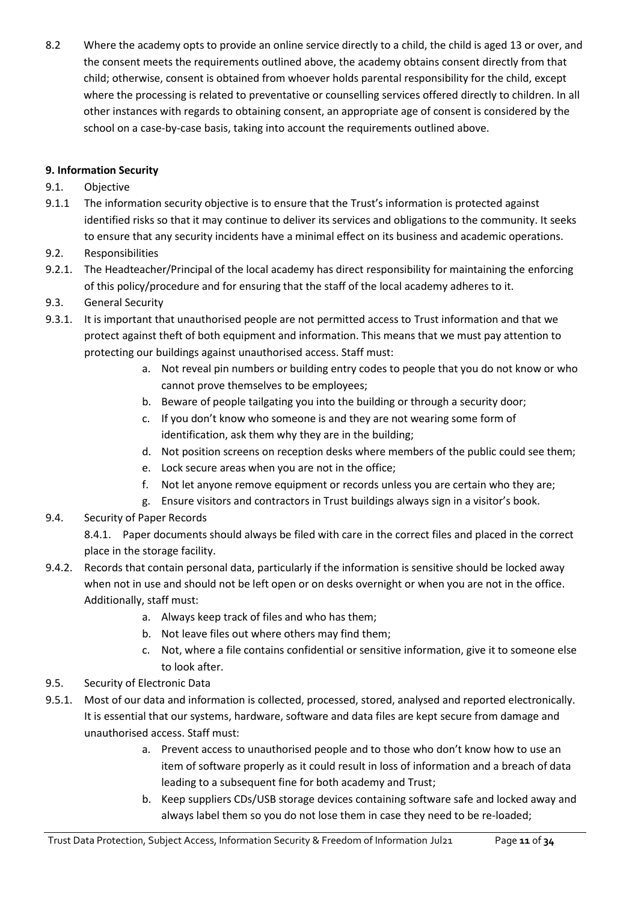8.2 Where the academy opts to provide an online service directly to a child, the child is aged 13 or over, and the consent meets the requirements outlined above, the academy obtains consent directly from that child; otherwise, consent is obtained from whoever holds parental responsibility for the child, except where the processing is related to preventative or counselling services offered directly to children. In all other instances with regards to obtaining consent, an appropriate age of consent is considered by the school on a case-by-case basis, taking into account the requirements outlined above.

**9. Information Security**

9.1. Objective

9.1.1 The information security objective is to ensure that the Trust's information is protected against identified risks so that it may continue to deliver its services and obligations to the community. It seeks to ensure that any security incidents have a minimal effect on its business and academic operations.

9.2. Responsibilities

9.2.1. The Headteacher/Principal of the local academy has direct responsibility for maintaining the enforcing of this policy/procedure and for ensuring that the staff of the local academy adheres to it.

9.3. General Security

9.3.1. It is important that unauthorised people are not permitted access to Trust information and that we protect against theft of both equipment and information. This means that we must pay attention to protecting our buildings against unauthorised access. Staff must:

a. Not reveal pin numbers or building entry codes to people that you do not know or who cannot prove themselves to be employees;
b. Beware of people tailgating you into the building or through a security door;
c. If you don't know who someone is and they are not wearing some form of identification, ask them why they are in the building;
d. Not position screens on reception desks where members of the public could see them;
e. Lock secure areas when you are not in the office;
f. Not let anyone remove equipment or records unless you are certain who they are;
g. Ensure visitors and contractors in Trust buildings always sign in a visitor's book.

9.4. Security of Paper Records

8.4.1. Paper documents should always be filed with care in the correct files and placed in the correct place in the storage facility.

9.4.2. Records that contain personal data, particularly if the information is sensitive should be locked away when not in use and should not be left open or on desks overnight or when you are not in the office. Additionally, staff must:

a. Always keep track of files and who has them;
b. Not leave files out where others may find them;
c. Not, where a file contains confidential or sensitive information, give it to someone else to look after.

9.5. Security of Electronic Data

9.5.1. Most of our data and information is collected, processed, stored, analysed and reported electronically. It is essential that our systems, hardware, software and data files are kept secure from damage and unauthorised access. Staff must:

a. Prevent access to unauthorised people and to those who don't know how to use an item of software properly as it could result in loss of information and a breach of data leading to a subsequent fine for both academy and Trust;
b. Keep suppliers CDs/USB storage devices containing software safe and locked away and always label them so you do not lose them in case they need to be re-loaded;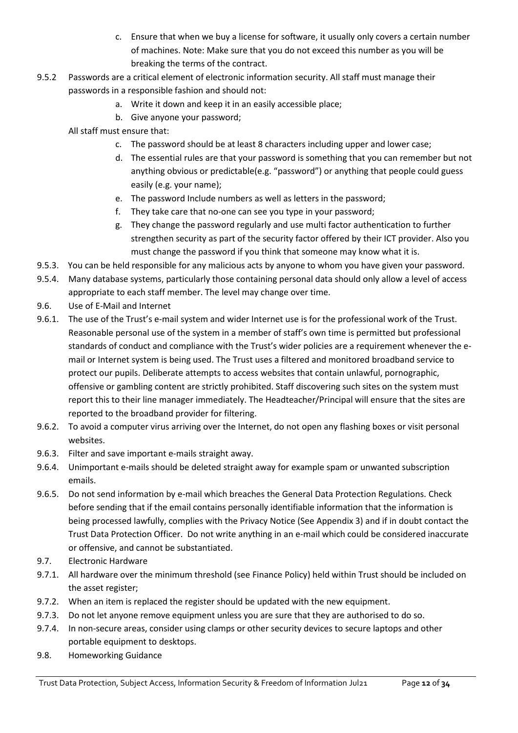c. Ensure that when we buy a license for software, it usually only covers a certain number of machines. Note: Make sure that you do not exceed this number as you will be breaking the terms of the contract.

9.5.2 Passwords are a critical element of electronic information security. All staff must manage their passwords in a responsible fashion and should not:

   a. Write it down and keep it in an easily accessible place;
   b. Give anyone your password;

All staff must ensure that:

   c. The password should be at least 8 characters including upper and lower case;
   d. The essential rules are that your password is something that you can remember but not anything obvious or predictable(e.g. "password") or anything that people could guess easily (e.g. your name);
   e. The password Include numbers as well as letters in the password;
   f. They take care that no-one can see you type in your password;
   g. They change the password regularly and use multi factor authentication to further strengthen security as part of the security factor offered by their ICT provider. Also you must change the password if you think that someone may know what it is.

9.5.3. You can be held responsible for any malicious acts by anyone to whom you have given your password.

9.5.4. Many database systems, particularly those containing personal data should only allow a level of access appropriate to each staff member. The level may change over time.

9.6. Use of E-Mail and Internet

9.6.1. The use of the Trust's e-mail system and wider Internet use is for the professional work of the Trust. Reasonable personal use of the system in a member of staff's own time is permitted but professional standards of conduct and compliance with the Trust's wider policies are a requirement whenever the e-mail or Internet system is being used. The Trust uses a filtered and monitored broadband service to protect our pupils. Deliberate attempts to access websites that contain unlawful, pornographic, offensive or gambling content are strictly prohibited. Staff discovering such sites on the system must report this to their line manager immediately. The Headteacher/Principal will ensure that the sites are reported to the broadband provider for filtering.

9.6.2. To avoid a computer virus arriving over the Internet, do not open any flashing boxes or visit personal websites.

9.6.3. Filter and save important e-mails straight away.

9.6.4. Unimportant e-mails should be deleted straight away for example spam or unwanted subscription emails.

9.6.5. Do not send information by e-mail which breaches the General Data Protection Regulations. Check before sending that if the email contains personally identifiable information that the information is being processed lawfully, complies with the Privacy Notice (See Appendix 3) and if in doubt contact the Trust Data Protection Officer. Do not write anything in an e-mail which could be considered inaccurate or offensive, and cannot be substantiated.

9.7. Electronic Hardware

9.7.1. All hardware over the minimum threshold (see Finance Policy) held within Trust should be included on the asset register;

9.7.2. When an item is replaced the register should be updated with the new equipment.

9.7.3. Do not let anyone remove equipment unless you are sure that they are authorised to do so.

9.7.4. In non-secure areas, consider using clamps or other security devices to secure laptops and other portable equipment to desktops.

9.8. Homeworking Guidance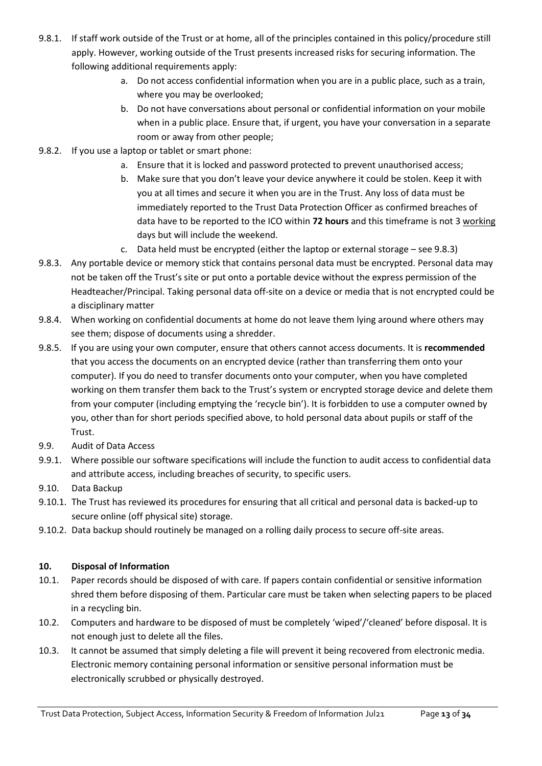9.8.1. If staff work outside of the Trust or at home, all of the principles contained in this policy/procedure still apply. However, working outside of the Trust presents increased risks for securing information. The following additional requirements apply:

   a. Do not access confidential information when you are in a public place, such as a train, where you may be overlooked;
   b. Do not have conversations about personal or confidential information on your mobile when in a public place. Ensure that, if urgent, you have your conversation in a separate room or away from other people;

9.8.2. If you use a laptop or tablet or smart phone:

   a. Ensure that it is locked and password protected to prevent unauthorised access;
   b. Make sure that you don't leave your device anywhere it could be stolen. Keep it with you at all times and secure it when you are in the Trust. Any loss of data must be immediately reported to the Trust Data Protection Officer as confirmed breaches of data have to be reported to the ICO within **72 hours** and this timeframe is not 3 working days but will include the weekend.
   c. Data held must be encrypted (either the laptop or external storage – see 9.8.3)

9.8.3. Any portable device or memory stick that contains personal data must be encrypted. Personal data may not be taken off the Trust's site or put onto a portable device without the express permission of the Headteacher/Principal. Taking personal data off-site on a device or media that is not encrypted could be a disciplinary matter

9.8.4. When working on confidential documents at home do not leave them lying around where others may see them; dispose of documents using a shredder.

9.8.5. If you are using your own computer, ensure that others cannot access documents. It is **recommended** that you access the documents on an encrypted device (rather than transferring them onto your computer). If you do need to transfer documents onto your computer, when you have completed working on them transfer them back to the Trust's system or encrypted storage device and delete them from your computer (including emptying the 'recycle bin'). It is forbidden to use a computer owned by you, other than for short periods specified above, to hold personal data about pupils or staff of the Trust.

9.9. Audit of Data Access

9.9.1. Where possible our software specifications will include the function to audit access to confidential data and attribute access, including breaches of security, to specific users.

9.10. Data Backup

9.10.1. The Trust has reviewed its procedures for ensuring that all critical and personal data is backed-up to secure online (off physical site) storage.

9.10.2. Data backup should routinely be managed on a rolling daily process to secure off-site areas.

## 10. Disposal of Information

10.1. Paper records should be disposed of with care. If papers contain confidential or sensitive information shred them before disposing of them. Particular care must be taken when selecting papers to be placed in a recycling bin.

10.2. Computers and hardware to be disposed of must be completely 'wiped'/'cleaned' before disposal. It is not enough just to delete all the files.

10.3. It cannot be assumed that simply deleting a file will prevent it being recovered from electronic media. Electronic memory containing personal information or sensitive personal information must be electronically scrubbed or physically destroyed.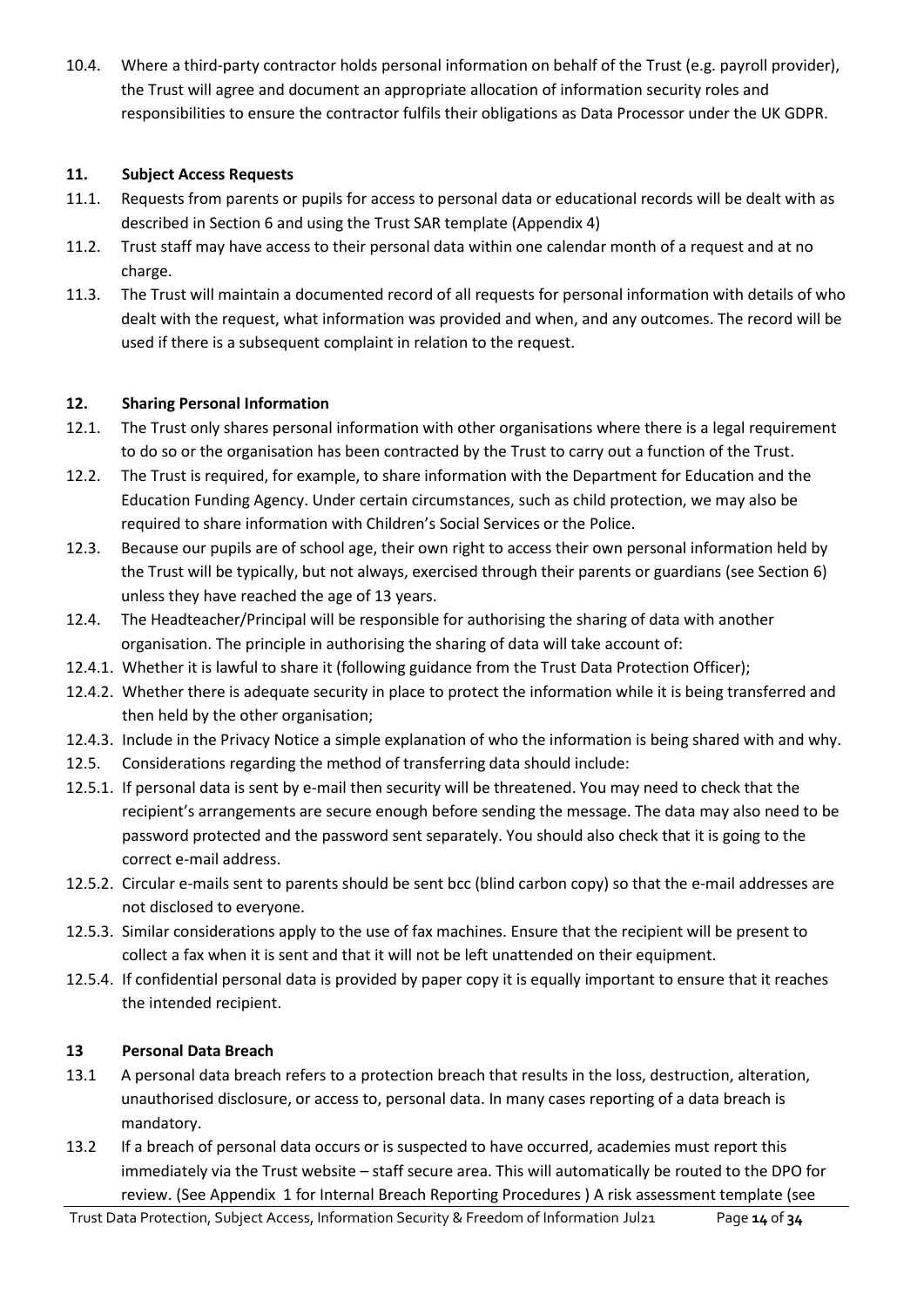10.4. Where a third-party contractor holds personal information on behalf of the Trust (e.g. payroll provider), the Trust will agree and document an appropriate allocation of information security roles and responsibilities to ensure the contractor fulfils their obligations as Data Processor under the UK GDPR.

## 11. Subject Access Requests

11.1. Requests from parents or pupils for access to personal data or educational records will be dealt with as described in Section 6 and using the Trust SAR template (Appendix 4)

11.2. Trust staff may have access to their personal data within one calendar month of a request and at no charge.

11.3. The Trust will maintain a documented record of all requests for personal information with details of who dealt with the request, what information was provided and when, and any outcomes. The record will be used if there is a subsequent complaint in relation to the request.

## 12. Sharing Personal Information

12.1. The Trust only shares personal information with other organisations where there is a legal requirement to do so or the organisation has been contracted by the Trust to carry out a function of the Trust.

12.2. The Trust is required, for example, to share information with the Department for Education and the Education Funding Agency. Under certain circumstances, such as child protection, we may also be required to share information with Children's Social Services or the Police.

12.3. Because our pupils are of school age, their own right to access their own personal information held by the Trust will be typically, but not always, exercised through their parents or guardians (see Section 6) unless they have reached the age of 13 years.

12.4. The Headteacher/Principal will be responsible for authorising the sharing of data with another organisation. The principle in authorising the sharing of data will take account of:

12.4.1. Whether it is lawful to share it (following guidance from the Trust Data Protection Officer);

12.4.2. Whether there is adequate security in place to protect the information while it is being transferred and then held by the other organisation;

12.4.3. Include in the Privacy Notice a simple explanation of who the information is being shared with and why.

12.5. Considerations regarding the method of transferring data should include:

12.5.1. If personal data is sent by e-mail then security will be threatened. You may need to check that the recipient's arrangements are secure enough before sending the message. The data may also need to be password protected and the password sent separately. You should also check that it is going to the correct e-mail address.

12.5.2. Circular e-mails sent to parents should be sent bcc (blind carbon copy) so that the e-mail addresses are not disclosed to everyone.

12.5.3. Similar considerations apply to the use of fax machines. Ensure that the recipient will be present to collect a fax when it is sent and that it will not be left unattended on their equipment.

12.5.4. If confidential personal data is provided by paper copy it is equally important to ensure that it reaches the intended recipient.

## 13 Personal Data Breach

13.1 A personal data breach refers to a protection breach that results in the loss, destruction, alteration, unauthorised disclosure, or access to, personal data. In many cases reporting of a data breach is mandatory.

13.2 If a breach of personal data occurs or is suspected to have occurred, academies must report this immediately via the Trust website – staff secure area. This will automatically be routed to the DPO for review. (See Appendix 1 for Internal Breach Reporting Procedures ) A risk assessment template (see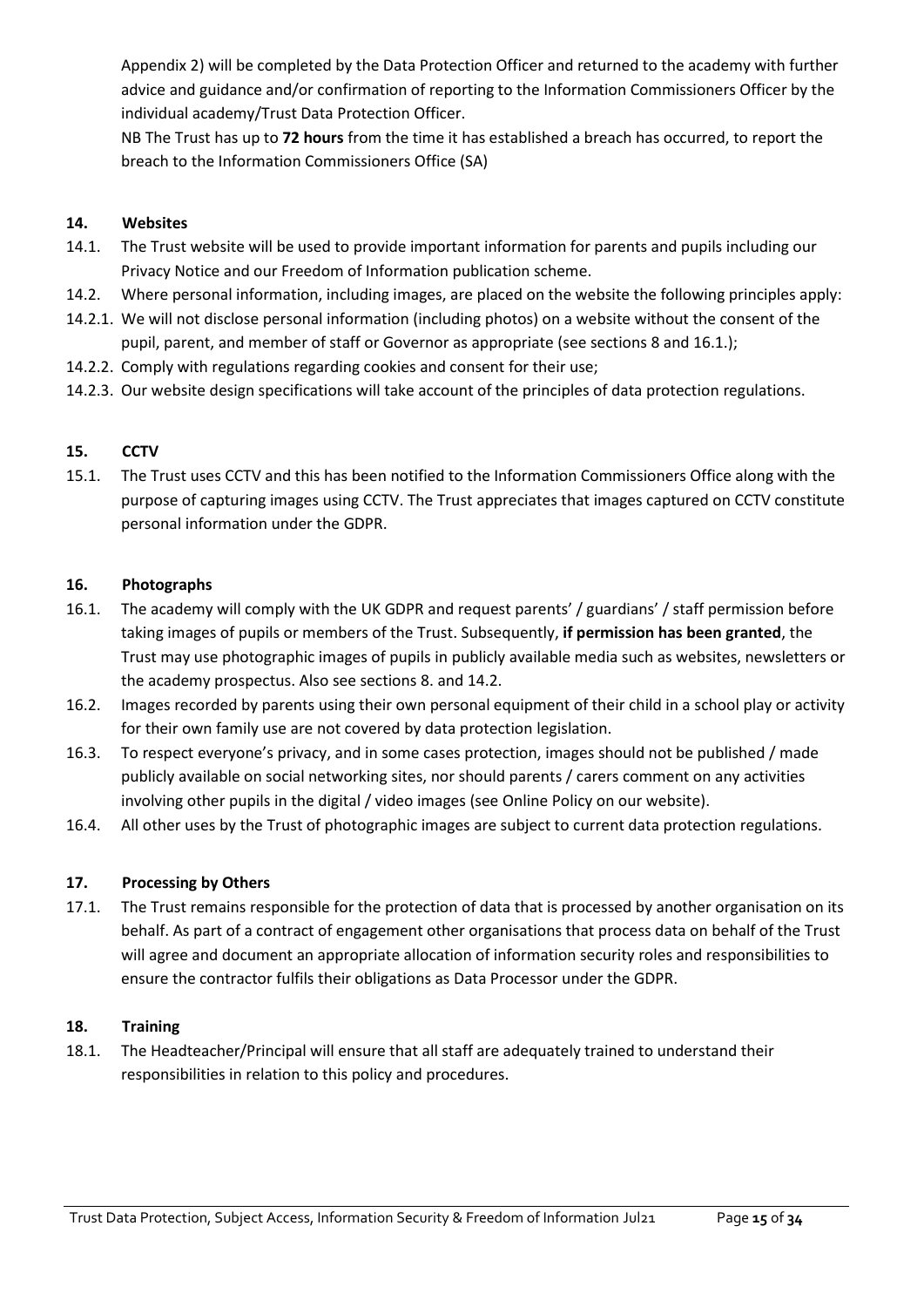Appendix 2) will be completed by the Data Protection Officer and returned to the academy with further advice and guidance and/or confirmation of reporting to the Information Commissioners Officer by the individual academy/Trust Data Protection Officer.

NB The Trust has up to **72 hours** from the time it has established a breach has occurred, to report the breach to the Information Commissioners Office (SA)

## 14. Websites

14.1. The Trust website will be used to provide important information for parents and pupils including our Privacy Notice and our Freedom of Information publication scheme.

14.2. Where personal information, including images, are placed on the website the following principles apply:

14.2.1. We will not disclose personal information (including photos) on a website without the consent of the pupil, parent, and member of staff or Governor as appropriate (see sections 8 and 16.1.);

14.2.2. Comply with regulations regarding cookies and consent for their use;

14.2.3. Our website design specifications will take account of the principles of data protection regulations.

## 15. CCTV

15.1. The Trust uses CCTV and this has been notified to the Information Commissioners Office along with the purpose of capturing images using CCTV. The Trust appreciates that images captured on CCTV constitute personal information under the GDPR.

## 16. Photographs

16.1. The academy will comply with the UK GDPR and request parents' / guardians' / staff permission before taking images of pupils or members of the Trust. Subsequently, **if permission has been granted**, the Trust may use photographic images of pupils in publicly available media such as websites, newsletters or the academy prospectus. Also see sections 8. and 14.2.

16.2. Images recorded by parents using their own personal equipment of their child in a school play or activity for their own family use are not covered by data protection legislation.

16.3. To respect everyone's privacy, and in some cases protection, images should not be published / made publicly available on social networking sites, nor should parents / carers comment on any activities involving other pupils in the digital / video images (see Online Policy on our website).

16.4. All other uses by the Trust of photographic images are subject to current data protection regulations.

## 17. Processing by Others

17.1. The Trust remains responsible for the protection of data that is processed by another organisation on its behalf. As part of a contract of engagement other organisations that process data on behalf of the Trust will agree and document an appropriate allocation of information security roles and responsibilities to ensure the contractor fulfils their obligations as Data Processor under the GDPR.

## 18. Training

18.1. The Headteacher/Principal will ensure that all staff are adequately trained to understand their responsibilities in relation to this policy and procedures.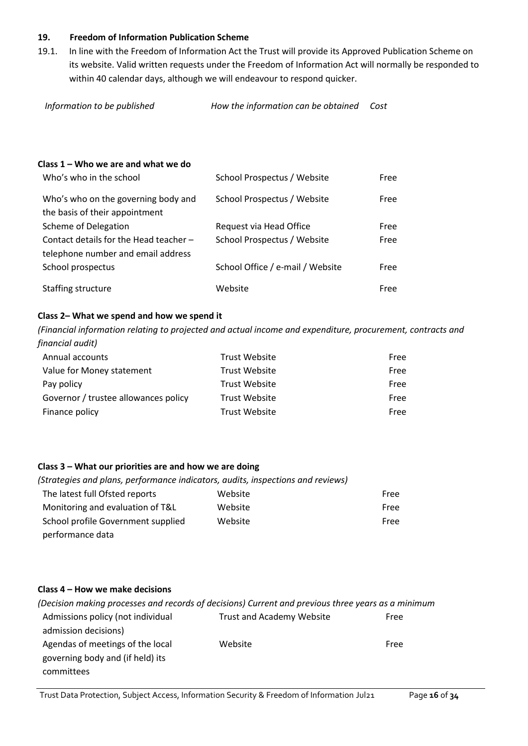## 19. Freedom of Information Publication Scheme

19.1. In line with the Freedom of Information Act the Trust will provide its Approved Publication Scheme on its website. Valid written requests under the Freedom of Information Act will normally be responded to within 40 calendar days, although we will endeavour to respond quicker.

| *Information to be published* | *How the information can be obtained* | *Cost* |
|---|---|---|
| **Class 1 – Who we are and what we do** | | |
| Who's who in the school | School Prospectus / Website | Free |
| Who's who on the governing body and the basis of their appointment | School Prospectus / Website | Free |
| Scheme of Delegation | Request via Head Office | Free |
| Contact details for the Head teacher – telephone number and email address | School Prospectus / Website | Free |
| School prospectus | School Office / e-mail / Website | Free |
| Staffing structure | Website | Free |

**Class 2– What we spend and how we spend it**

*(Financial information relating to projected and actual income and expenditure, procurement, contracts and financial audit)*

| | | |
|---|---|---|
| Annual accounts | Trust Website | Free |
| Value for Money statement | Trust Website | Free |
| Pay policy | Trust Website | Free |
| Governor / trustee allowances policy | Trust Website | Free |
| Finance policy | Trust Website | Free |

**Class 3 – What our priorities are and how we are doing**

*(Strategies and plans, performance indicators, audits, inspections and reviews)*

| | | |
|---|---|---|
| The latest full Ofsted reports | Website | Free |
| Monitoring and evaluation of T&L | Website | Free |
| School profile Government supplied performance data | Website | Free |

**Class 4 – How we make decisions**

*(Decision making processes and records of decisions) Current and previous three years as a minimum*

| | | |
|---|---|---|
| Admissions policy (not individual admission decisions) | Trust and Academy Website | Free |
| Agendas of meetings of the local governing body and (if held) its committees | Website | Free |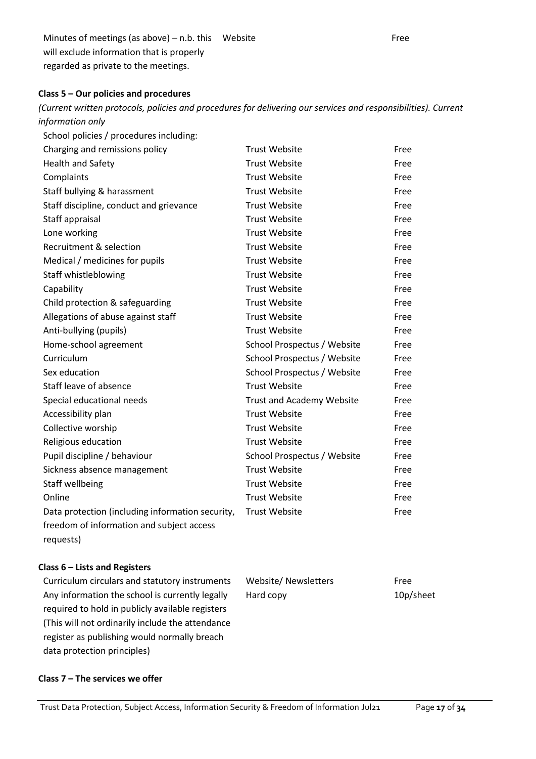| | | |
|---|---|---|
| Minutes of meetings (as above) – n.b. this will exclude information that is properly regarded as private to the meetings. | Website | Free |

**Class 5 – Our policies and procedures**

*(Current written protocols, policies and procedures for delivering our services and responsibilities). Current information only*

| | | |
|---|---|---|
| School policies / procedures including: | | |
| Charging and remissions policy | Trust Website | Free |
| Health and Safety | Trust Website | Free |
| Complaints | Trust Website | Free |
| Staff bullying & harassment | Trust Website | Free |
| Staff discipline, conduct and grievance | Trust Website | Free |
| Staff appraisal | Trust Website | Free |
| Lone working | Trust Website | Free |
| Recruitment & selection | Trust Website | Free |
| Medical / medicines for pupils | Trust Website | Free |
| Staff whistleblowing | Trust Website | Free |
| Capability | Trust Website | Free |
| Child protection & safeguarding | Trust Website | Free |
| Allegations of abuse against staff | Trust Website | Free |
| Anti-bullying (pupils) | Trust Website | Free |
| Home-school agreement | School Prospectus / Website | Free |
| Curriculum | School Prospectus / Website | Free |
| Sex education | School Prospectus / Website | Free |
| Staff leave of absence | Trust Website | Free |
| Special educational needs | Trust and Academy Website | Free |
| Accessibility plan | Trust Website | Free |
| Collective worship | Trust Website | Free |
| Religious education | Trust Website | Free |
| Pupil discipline / behaviour | School Prospectus / Website | Free |
| Sickness absence management | Trust Website | Free |
| Staff wellbeing | Trust Website | Free |
| Online | Trust Website | Free |
| Data protection (including information security, freedom of information and subject access requests) | Trust Website | Free |

**Class 6 – Lists and Registers**

| | | |
|---|---|---|
| Curriculum circulars and statutory instruments | Website/ Newsletters | Free |
| Any information the school is currently legally required to hold in publicly available registers (This will not ordinarily include the attendance register as publishing would normally breach data protection principles) | Hard copy | 10p/sheet |

**Class 7 – The services we offer**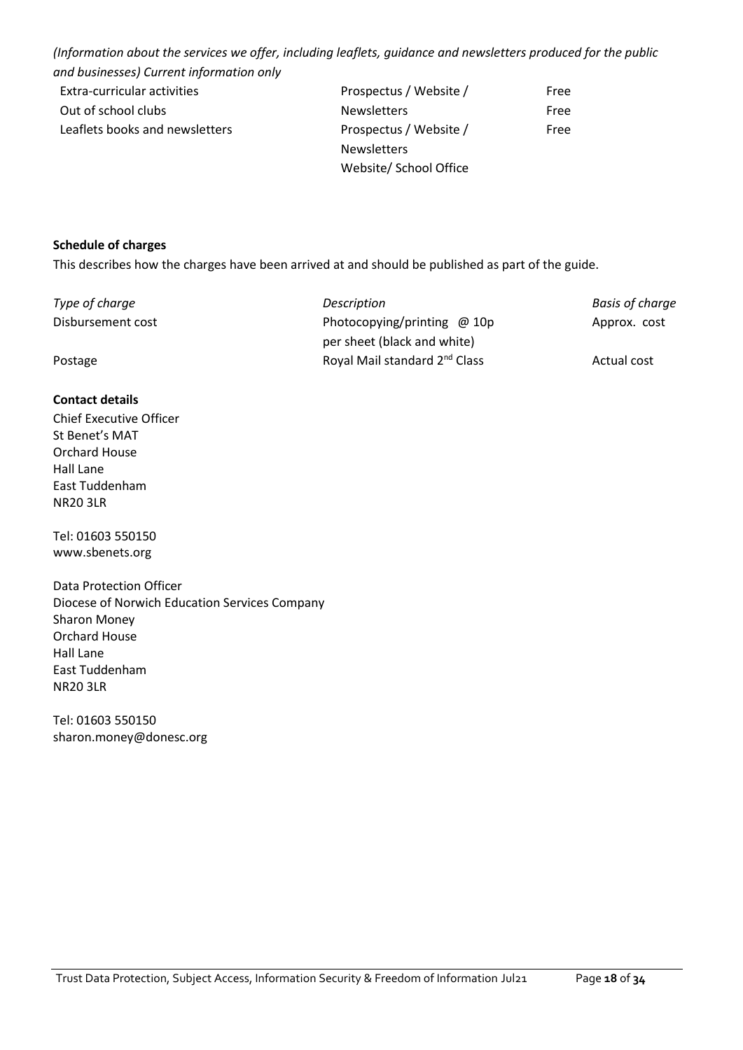*(Information about the services we offer, including leaflets, guidance and newsletters produced for the public and businesses) Current information only*

| | | |
|---|---|---|
| Extra-curricular activities | Prospectus / Website / | Free |
| Out of school clubs | Newsletters | Free |
| Leaflets books and newsletters | Prospectus / Website / Newsletters | Free |
| | Website/ School Office | |

**Schedule of charges**

This describes how the charges have been arrived at and should be published as part of the guide.

| *Type of charge* | *Description* | *Basis of charge* |
|---|---|---|
| Disbursement cost | Photocopying/printing @ 10p per sheet (black and white) | Approx. cost |
| Postage | Royal Mail standard 2nd Class | Actual cost |

**Contact details**

Chief Executive Officer
St Benet's MAT
Orchard House
Hall Lane
East Tuddenham
NR20 3LR

Tel: 01603 550150
www.sbenets.org

Data Protection Officer
Diocese of Norwich Education Services Company
Sharon Money
Orchard House
Hall Lane
East Tuddenham
NR20 3LR

Tel: 01603 550150
sharon.money@donesc.org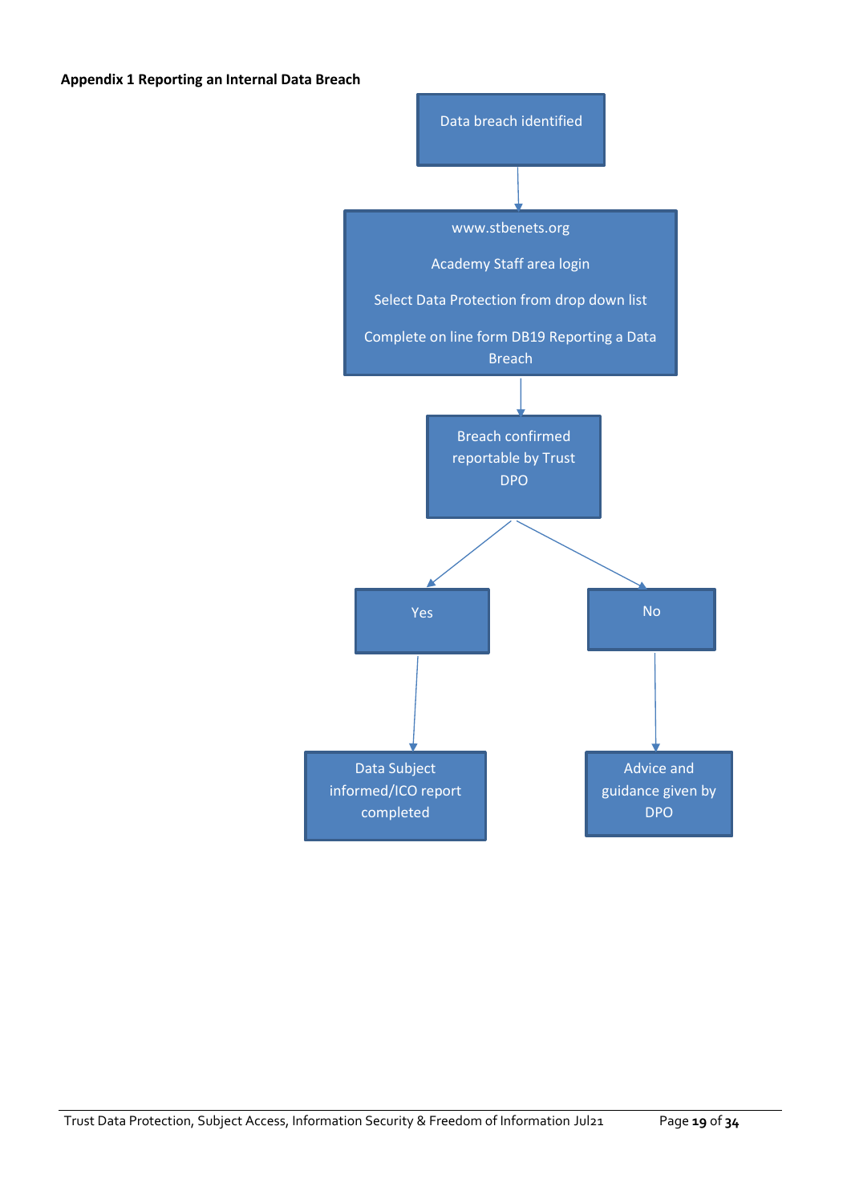**Appendix 1 Reporting an Internal Data Breach**

Data breach identified

↓

www.stbenets.org

Academy Staff area login

Select Data Protection from drop down list

Complete on line form DB19 Reporting a Data Breach

↓

Breach confirmed reportable by Trust DPO

↓

- **Yes** → Data Subject informed/ICO report completed
- **No** → Advice and guidance given by DPO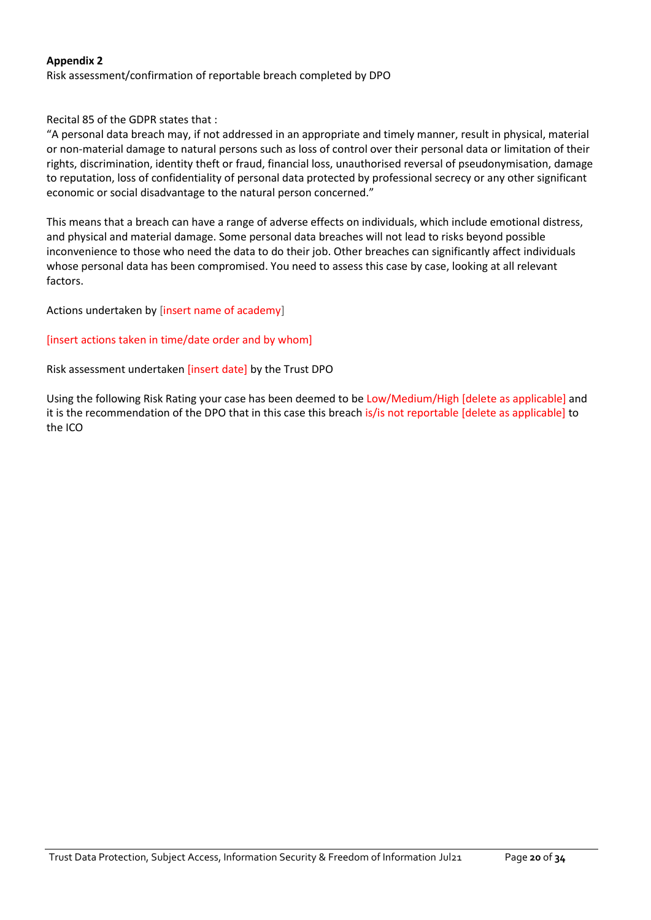**Appendix 2**

Risk assessment/confirmation of reportable breach completed by DPO

Recital 85 of the GDPR states that :

"A personal data breach may, if not addressed in an appropriate and timely manner, result in physical, material or non-material damage to natural persons such as loss of control over their personal data or limitation of their rights, discrimination, identity theft or fraud, financial loss, unauthorised reversal of pseudonymisation, damage to reputation, loss of confidentiality of personal data protected by professional secrecy or any other significant economic or social disadvantage to the natural person concerned."

This means that a breach can have a range of adverse effects on individuals, which include emotional distress, and physical and material damage. Some personal data breaches will not lead to risks beyond possible inconvenience to those who need the data to do their job. Other breaches can significantly affect individuals whose personal data has been compromised. You need to assess this case by case, looking at all relevant factors.

Actions undertaken by [insert name of academy]

[insert actions taken in time/date order and by whom]

Risk assessment undertaken [insert date] by the Trust DPO

Using the following Risk Rating your case has been deemed to be Low/Medium/High [delete as applicable] and it is the recommendation of the DPO that in this case this breach is/is not reportable [delete as applicable] to the ICO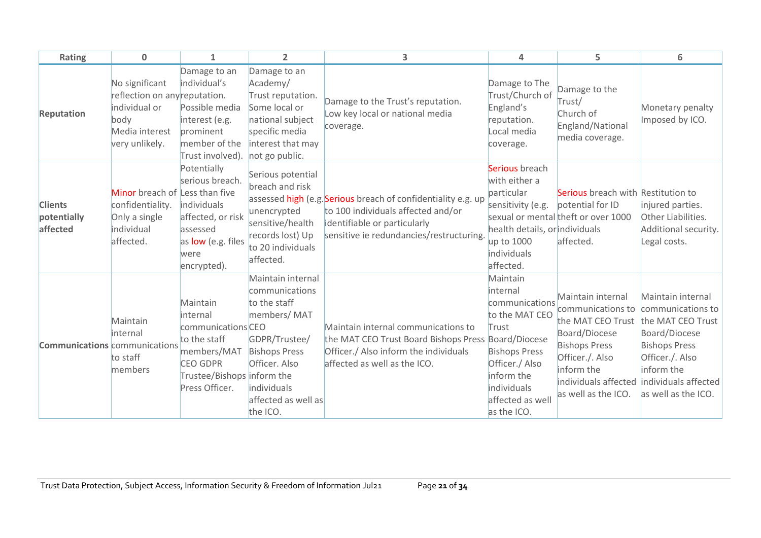| Rating | 0 | 1 | 2 | 3 | 4 | 5 | 6 |
|---|---|---|---|---|---|---|---|
| **Reputation** | No significant reflection on any individual or body Media interest very unlikely. | Damage to an individual's reputation. Possible media interest (e.g. prominent member of the Trust involved). | Damage to an Academy/ Trust reputation. Some local or national subject specific media interest that may not go public. | Damage to the Trust's reputation. Low key local or national media coverage. | Damage to The Trust/Church of England's reputation. Local media coverage. | Damage to the Trust/ Church of England/National media coverage. | Monetary penalty Imposed by ICO. |
| **Clients potentially affected** | Minor breach of confidentiality. Only a single individual affected. | Potentially serious breach. Less than five individuals affected, or risk assessed as low (e.g. files were encrypted). | Serious potential breach and risk assessed high (e.g. unencrypted sensitive/health records lost) Up to 20 individuals affected. | Serious breach of confidentiality e.g. up to 100 individuals affected and/or identifiable or particularly sensitive ie redundancies/restructuring. | Serious breach with either a particular sensitivity (e.g. sexual or mental health details, or up to 1000 individuals affected. | Serious breach with potential for ID theft or over 1000 individuals affected. | Restitution to injured parties. Other Liabilities. Additional security. Legal costs. |
| **Communications** | Maintain internal communications to staff members | Maintain internal communications to the staff members/MAT CEO GDPR Trustee/Bishops Press Officer. | Maintain internal communications to the staff members/ MAT CEO GDPR/Trustee/ Bishops Press Officer. Also inform the individuals affected as well as the ICO. | Maintain internal communications to the MAT CEO Trust Board Bishops Press Officer./ Also inform the individuals affected as well as the ICO. | Maintain internal communications to the MAT CEO Trust Board/Diocese Bishops Press Officer./ Also inform the individuals affected as well as the ICO. | Maintain internal communications to the MAT CEO Trust Board/Diocese Bishops Press Officer./. Also inform the individuals affected as well as the ICO. | Maintain internal communications to the MAT CEO Trust Board/Diocese Bishops Press Officer./. Also inform the individuals affected as well as the ICO. |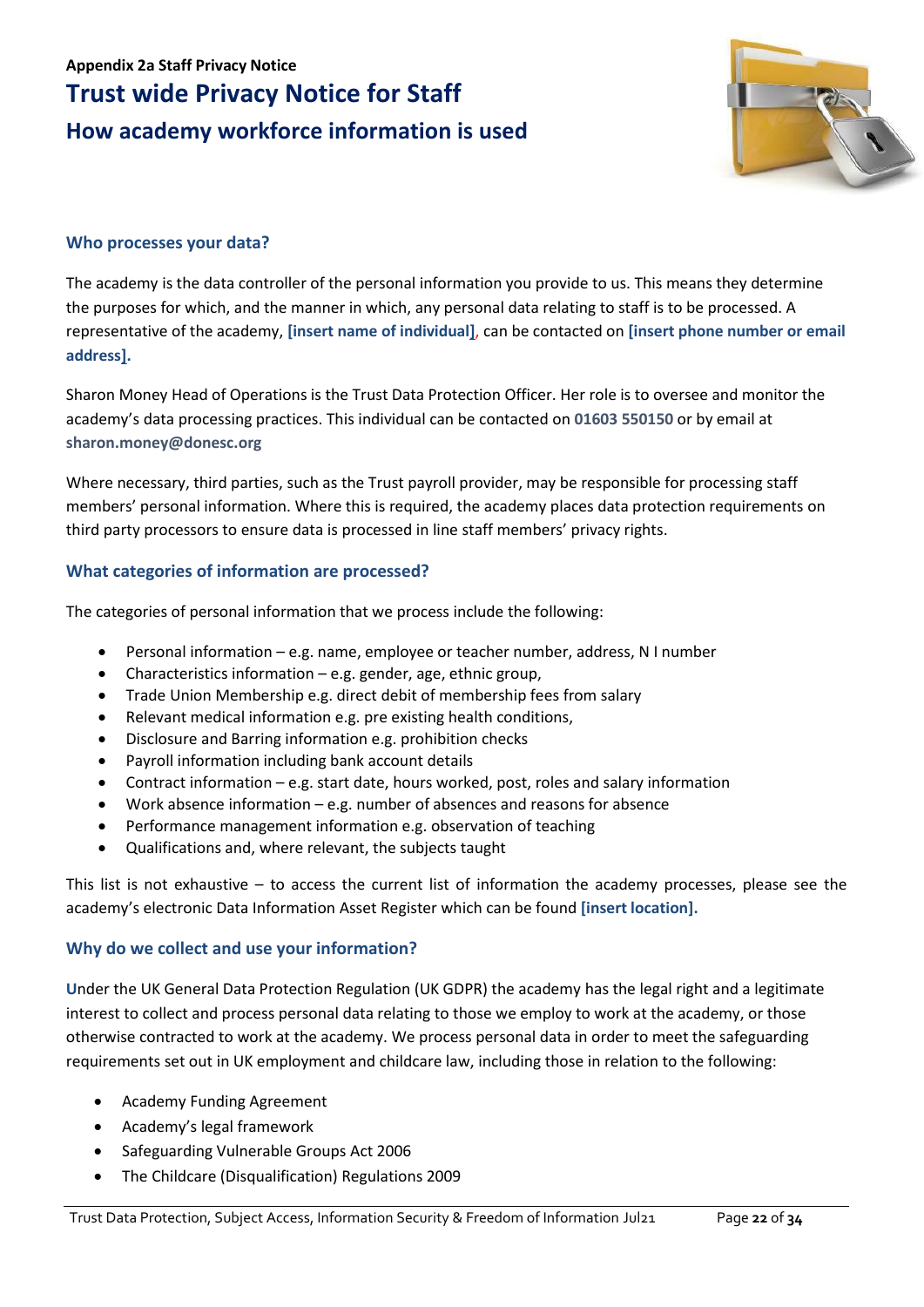**Appendix 2a Staff Privacy Notice**

# Trust wide Privacy Notice for Staff

## How academy workforce information is used

### Who processes your data?

The academy is the data controller of the personal information you provide to us. This means they determine the purposes for which, and the manner in which, any personal data relating to staff is to be processed. A representative of the academy, **[insert name of individual]**, can be contacted on **[insert phone number or email address].**

Sharon Money Head of Operations is the Trust Data Protection Officer. Her role is to oversee and monitor the academy's data processing practices. This individual can be contacted on **01603 550150** or by email at **sharon.money@donesc.org**

Where necessary, third parties, such as the Trust payroll provider, may be responsible for processing staff members' personal information. Where this is required, the academy places data protection requirements on third party processors to ensure data is processed in line staff members' privacy rights.

### What categories of information are processed?

The categories of personal information that we process include the following:

- Personal information – e.g. name, employee or teacher number, address, N I number
- Characteristics information – e.g. gender, age, ethnic group,
- Trade Union Membership e.g. direct debit of membership fees from salary
- Relevant medical information e.g. pre existing health conditions,
- Disclosure and Barring information e.g. prohibition checks
- Payroll information including bank account details
- Contract information – e.g. start date, hours worked, post, roles and salary information
- Work absence information – e.g. number of absences and reasons for absence
- Performance management information e.g. observation of teaching
- Qualifications and, where relevant, the subjects taught

This list is not exhaustive – to access the current list of information the academy processes, please see the academy's electronic Data Information Asset Register which can be found **[insert location].**

### Why do we collect and use your information?

Under the UK General Data Protection Regulation (UK GDPR) the academy has the legal right and a legitimate interest to collect and process personal data relating to those we employ to work at the academy, or those otherwise contracted to work at the academy. We process personal data in order to meet the safeguarding requirements set out in UK employment and childcare law, including those in relation to the following:

- Academy Funding Agreement
- Academy's legal framework
- Safeguarding Vulnerable Groups Act 2006
- The Childcare (Disqualification) Regulations 2009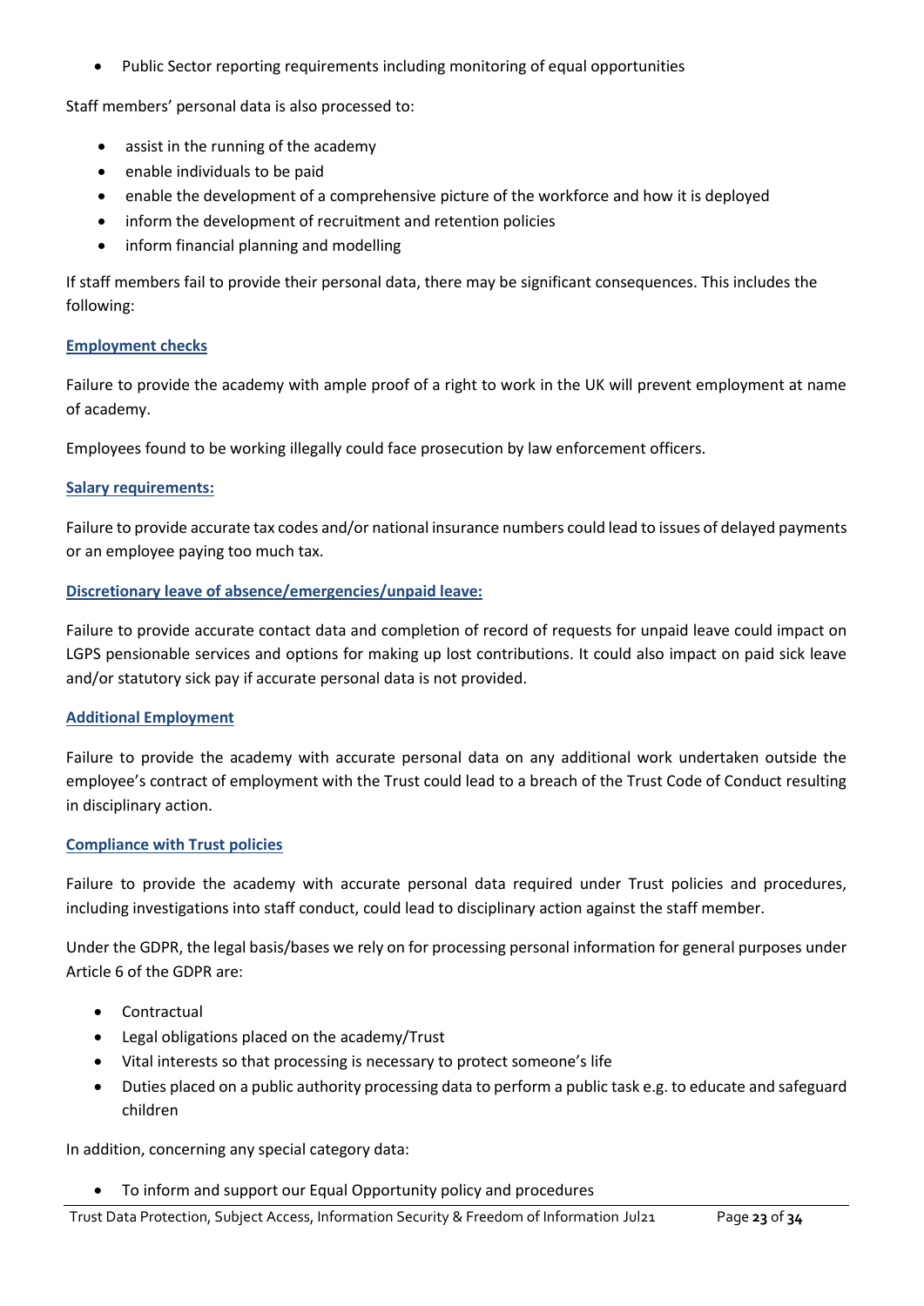- Public Sector reporting requirements including monitoring of equal opportunities

Staff members' personal data is also processed to:

- assist in the running of the academy
- enable individuals to be paid
- enable the development of a comprehensive picture of the workforce and how it is deployed
- inform the development of recruitment and retention policies
- inform financial planning and modelling

If staff members fail to provide their personal data, there may be significant consequences. This includes the following:

**Employment checks**

Failure to provide the academy with ample proof of a right to work in the UK will prevent employment at name of academy.

Employees found to be working illegally could face prosecution by law enforcement officers.

**Salary requirements:**

Failure to provide accurate tax codes and/or national insurance numbers could lead to issues of delayed payments or an employee paying too much tax.

**Discretionary leave of absence/emergencies/unpaid leave:**

Failure to provide accurate contact data and completion of record of requests for unpaid leave could impact on LGPS pensionable services and options for making up lost contributions. It could also impact on paid sick leave and/or statutory sick pay if accurate personal data is not provided.

**Additional Employment**

Failure to provide the academy with accurate personal data on any additional work undertaken outside the employee's contract of employment with the Trust could lead to a breach of the Trust Code of Conduct resulting in disciplinary action.

**Compliance with Trust policies**

Failure to provide the academy with accurate personal data required under Trust policies and procedures, including investigations into staff conduct, could lead to disciplinary action against the staff member.

Under the GDPR, the legal basis/bases we rely on for processing personal information for general purposes under Article 6 of the GDPR are:

- Contractual
- Legal obligations placed on the academy/Trust
- Vital interests so that processing is necessary to protect someone's life
- Duties placed on a public authority processing data to perform a public task e.g. to educate and safeguard children

In addition, concerning any special category data:

- To inform and support our Equal Opportunity policy and procedures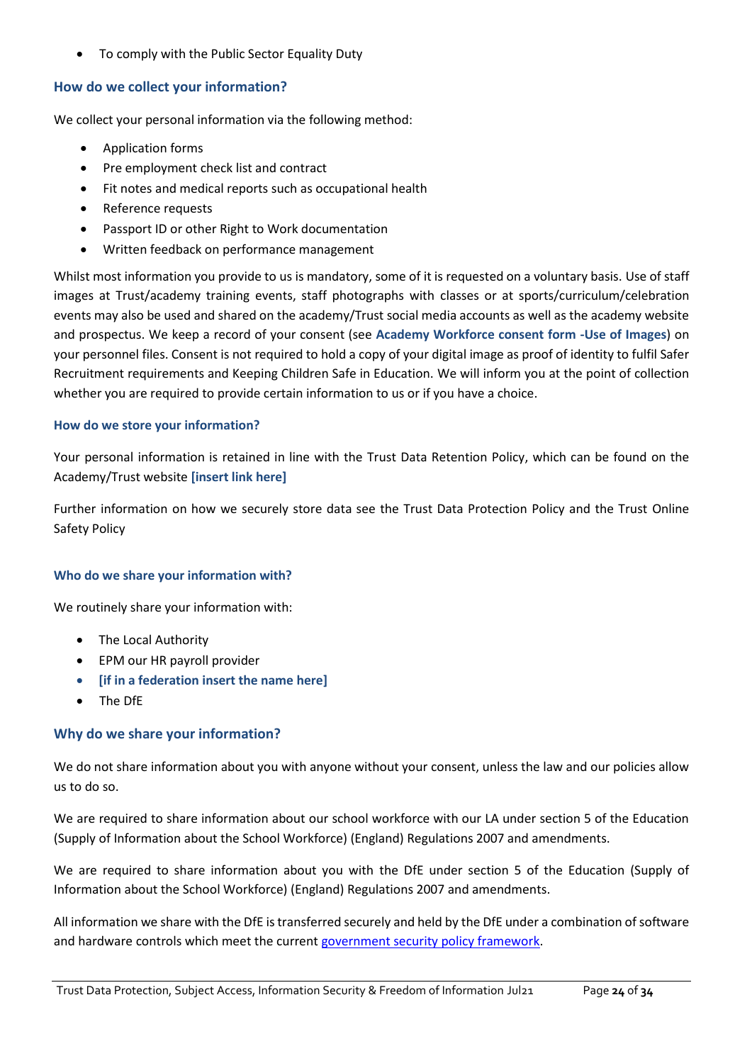- To comply with the Public Sector Equality Duty

### How do we collect your information?

We collect your personal information via the following method:

- Application forms
- Pre employment check list and contract
- Fit notes and medical reports such as occupational health
- Reference requests
- Passport ID or other Right to Work documentation
- Written feedback on performance management

Whilst most information you provide to us is mandatory, some of it is requested on a voluntary basis. Use of staff images at Trust/academy training events, staff photographs with classes or at sports/curriculum/celebration events may also be used and shared on the academy/Trust social media accounts as well as the academy website and prospectus. We keep a record of your consent (see **Academy Workforce consent form -Use of Images**) on your personnel files. Consent is not required to hold a copy of your digital image as proof of identity to fulfil Safer Recruitment requirements and Keeping Children Safe in Education. We will inform you at the point of collection whether you are required to provide certain information to us or if you have a choice.

#### How do we store your information?

Your personal information is retained in line with the Trust Data Retention Policy, which can be found on the Academy/Trust website **[insert link here]**

Further information on how we securely store data see the Trust Data Protection Policy and the Trust Online Safety Policy

#### Who do we share your information with?

We routinely share your information with:

- The Local Authority
- EPM our HR payroll provider
- **[if in a federation insert the name here]**
- The DfE

### Why do we share your information?

We do not share information about you with anyone without your consent, unless the law and our policies allow us to do so.

We are required to share information about our school workforce with our LA under section 5 of the Education (Supply of Information about the School Workforce) (England) Regulations 2007 and amendments.

We are required to share information about you with the DfE under section 5 of the Education (Supply of Information about the School Workforce) (England) Regulations 2007 and amendments.

All information we share with the DfE is transferred securely and held by the DfE under a combination of software and hardware controls which meet the current government security policy framework.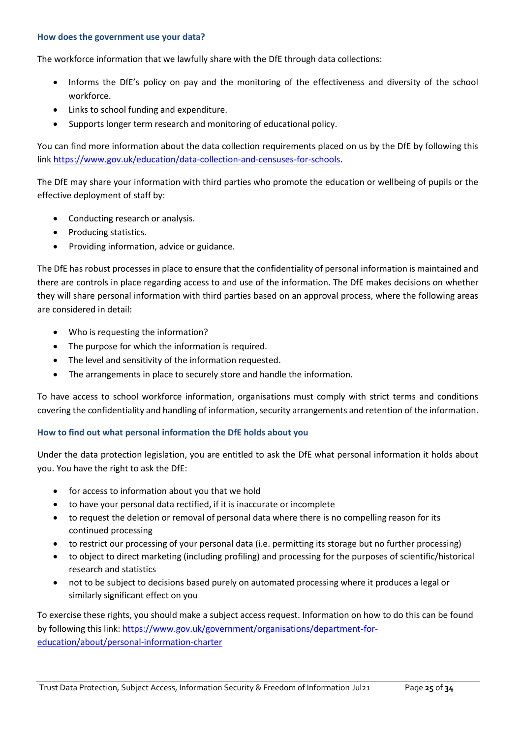### How does the government use your data?

The workforce information that we lawfully share with the DfE through data collections:

- Informs the DfE's policy on pay and the monitoring of the effectiveness and diversity of the school workforce.
- Links to school funding and expenditure.
- Supports longer term research and monitoring of educational policy.

You can find more information about the data collection requirements placed on us by the DfE by following this link https://www.gov.uk/education/data-collection-and-censuses-for-schools.

The DfE may share your information with third parties who promote the education or wellbeing of pupils or the effective deployment of staff by:

- Conducting research or analysis.
- Producing statistics.
- Providing information, advice or guidance.

The DfE has robust processes in place to ensure that the confidentiality of personal information is maintained and there are controls in place regarding access to and use of the information. The DfE makes decisions on whether they will share personal information with third parties based on an approval process, where the following areas are considered in detail:

- Who is requesting the information?
- The purpose for which the information is required.
- The level and sensitivity of the information requested.
- The arrangements in place to securely store and handle the information.

To have access to school workforce information, organisations must comply with strict terms and conditions covering the confidentiality and handling of information, security arrangements and retention of the information.

### How to find out what personal information the DfE holds about you

Under the data protection legislation, you are entitled to ask the DfE what personal information it holds about you. You have the right to ask the DfE:

- for access to information about you that we hold
- to have your personal data rectified, if it is inaccurate or incomplete
- to request the deletion or removal of personal data where there is no compelling reason for its continued processing
- to restrict our processing of your personal data (i.e. permitting its storage but no further processing)
- to object to direct marketing (including profiling) and processing for the purposes of scientific/historical research and statistics
- not to be subject to decisions based purely on automated processing where it produces a legal or similarly significant effect on you

To exercise these rights, you should make a subject access request. Information on how to do this can be found by following this link: https://www.gov.uk/government/organisations/department-for-education/about/personal-information-charter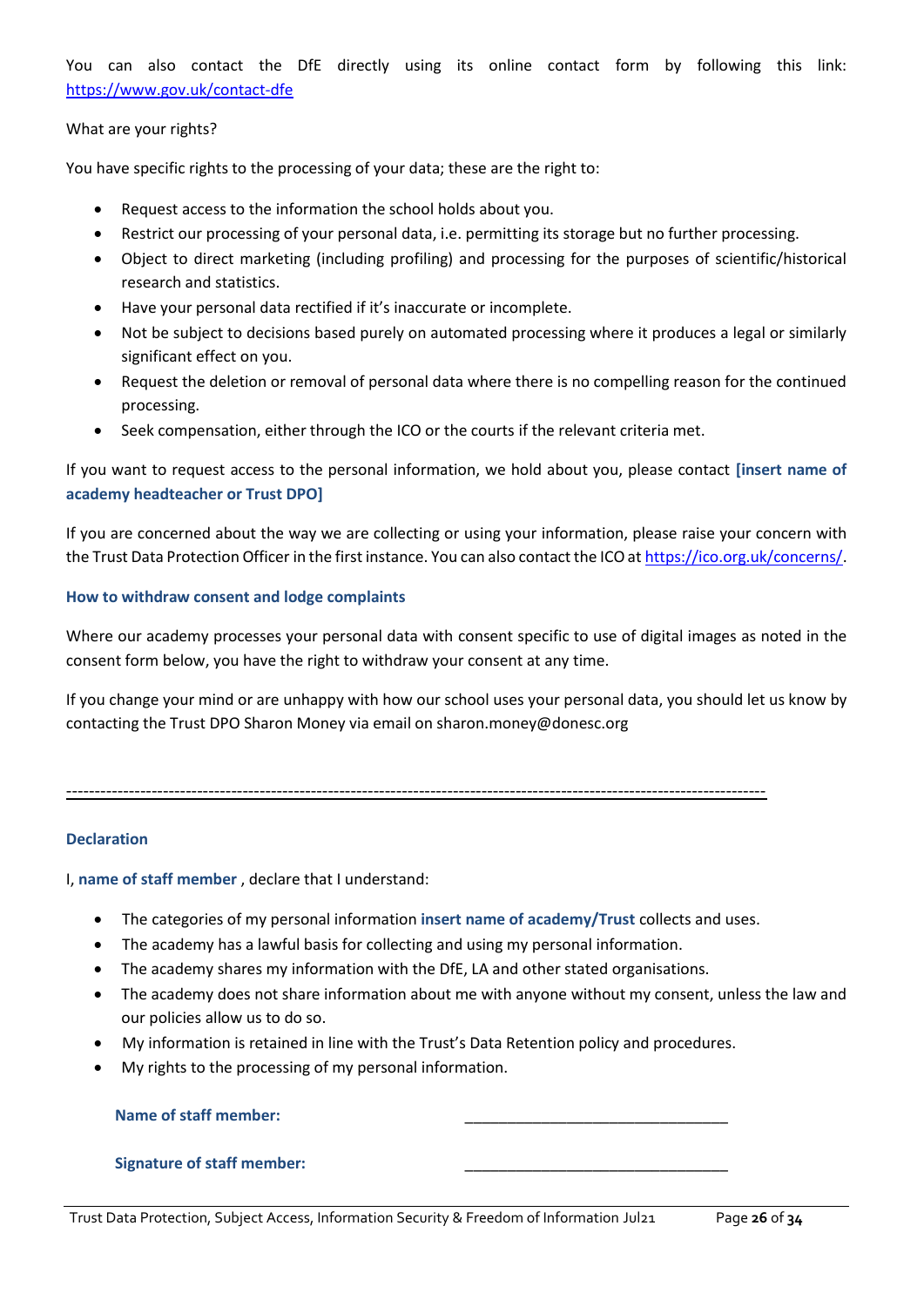You can also contact the DfE directly using its online contact form by following this link: https://www.gov.uk/contact-dfe

What are your rights?

You have specific rights to the processing of your data; these are the right to:

- Request access to the information the school holds about you.
- Restrict our processing of your personal data, i.e. permitting its storage but no further processing.
- Object to direct marketing (including profiling) and processing for the purposes of scientific/historical research and statistics.
- Have your personal data rectified if it's inaccurate or incomplete.
- Not be subject to decisions based purely on automated processing where it produces a legal or similarly significant effect on you.
- Request the deletion or removal of personal data where there is no compelling reason for the continued processing.
- Seek compensation, either through the ICO or the courts if the relevant criteria met.

If you want to request access to the personal information, we hold about you, please contact **[insert name of academy headteacher or Trust DPO]**

If you are concerned about the way we are collecting or using your information, please raise your concern with the Trust Data Protection Officer in the first instance. You can also contact the ICO at https://ico.org.uk/concerns/.

### How to withdraw consent and lodge complaints

Where our academy processes your personal data with consent specific to use of digital images as noted in the consent form below, you have the right to withdraw your consent at any time.

If you change your mind or are unhappy with how our school uses your personal data, you should let us know by contacting the Trust DPO Sharon Money via email on sharon.money@donesc.org

---

### Declaration

I, **name of staff member** , declare that I understand:

- The categories of my personal information **insert name of academy/Trust** collects and uses.
- The academy has a lawful basis for collecting and using my personal information.
- The academy shares my information with the DfE, LA and other stated organisations.
- The academy does not share information about me with anyone without my consent, unless the law and our policies allow us to do so.
- My information is retained in line with the Trust's Data Retention policy and procedures.
- My rights to the processing of my personal information.

**Name of staff member:** ________________________________

**Signature of staff member:** ________________________________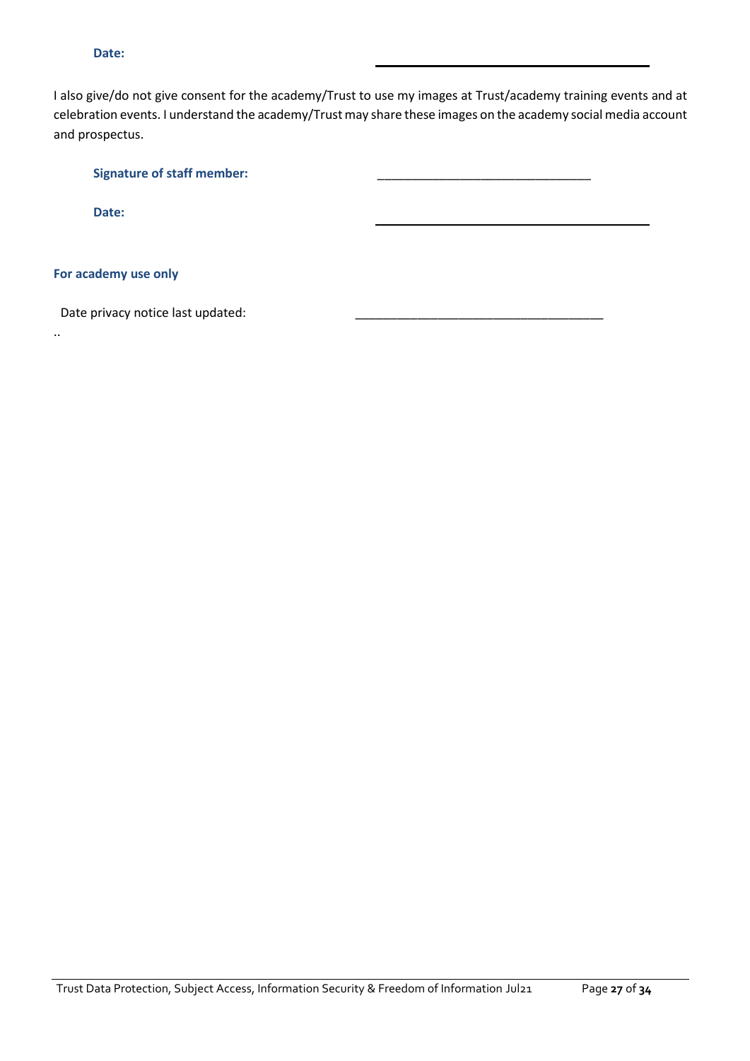**Date:** ________________________________

I also give/do not give consent for the academy/Trust to use my images at Trust/academy training events and at celebration events. I understand the academy/Trust may share these images on the academy social media account and prospectus.

**Signature of staff member:** ________________________________

**Date:** ________________________________

**For academy use only**

Date privacy notice last updated: ____________________________________

..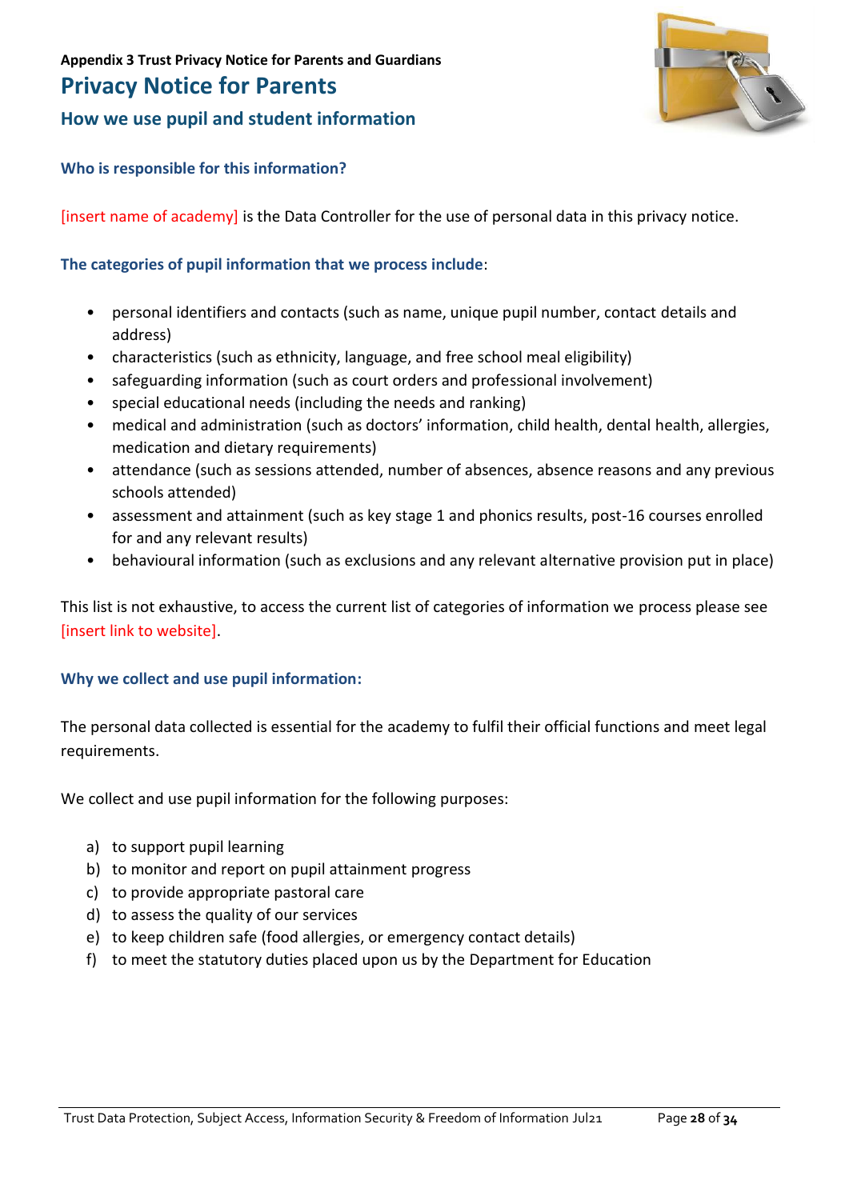**Appendix 3 Trust Privacy Notice for Parents and Guardians**

# Privacy Notice for Parents

## How we use pupil and student information

### Who is responsible for this information?

[insert name of academy] is the Data Controller for the use of personal data in this privacy notice.

### The categories of pupil information that we process include:

- personal identifiers and contacts (such as name, unique pupil number, contact details and address)
- characteristics (such as ethnicity, language, and free school meal eligibility)
- safeguarding information (such as court orders and professional involvement)
- special educational needs (including the needs and ranking)
- medical and administration (such as doctors' information, child health, dental health, allergies, medication and dietary requirements)
- attendance (such as sessions attended, number of absences, absence reasons and any previous schools attended)
- assessment and attainment (such as key stage 1 and phonics results, post-16 courses enrolled for and any relevant results)
- behavioural information (such as exclusions and any relevant alternative provision put in place)

This list is not exhaustive, to access the current list of categories of information we process please see [insert link to website].

### Why we collect and use pupil information:

The personal data collected is essential for the academy to fulfil their official functions and meet legal requirements.

We collect and use pupil information for the following purposes:

a) to support pupil learning
b) to monitor and report on pupil attainment progress
c) to provide appropriate pastoral care
d) to assess the quality of our services
e) to keep children safe (food allergies, or emergency contact details)
f) to meet the statutory duties placed upon us by the Department for Education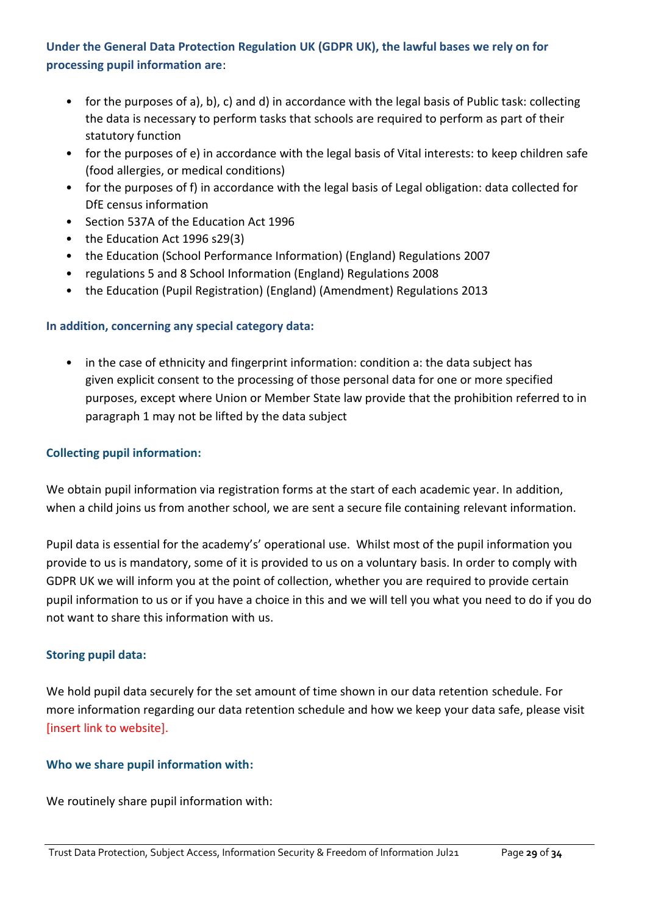**Under the General Data Protection Regulation UK (GDPR UK), the lawful bases we rely on for processing pupil information are**:

- for the purposes of a), b), c) and d) in accordance with the legal basis of Public task: collecting the data is necessary to perform tasks that schools are required to perform as part of their statutory function
- for the purposes of e) in accordance with the legal basis of Vital interests: to keep children safe (food allergies, or medical conditions)
- for the purposes of f) in accordance with the legal basis of Legal obligation: data collected for DfE census information
- Section 537A of the Education Act 1996
- the Education Act 1996 s29(3)
- the Education (School Performance Information) (England) Regulations 2007
- regulations 5 and 8 School Information (England) Regulations 2008
- the Education (Pupil Registration) (England) (Amendment) Regulations 2013

**In addition, concerning any special category data:**

- in the case of ethnicity and fingerprint information: condition a: the data subject has given explicit consent to the processing of those personal data for one or more specified purposes, except where Union or Member State law provide that the prohibition referred to in paragraph 1 may not be lifted by the data subject

**Collecting pupil information:**

We obtain pupil information via registration forms at the start of each academic year. In addition, when a child joins us from another school, we are sent a secure file containing relevant information.

Pupil data is essential for the academy's' operational use. Whilst most of the pupil information you provide to us is mandatory, some of it is provided to us on a voluntary basis. In order to comply with GDPR UK we will inform you at the point of collection, whether you are required to provide certain pupil information to us or if you have a choice in this and we will tell you what you need to do if you do not want to share this information with us.

**Storing pupil data:**

We hold pupil data securely for the set amount of time shown in our data retention schedule. For more information regarding our data retention schedule and how we keep your data safe, please visit [insert link to website].

**Who we share pupil information with:**

We routinely share pupil information with: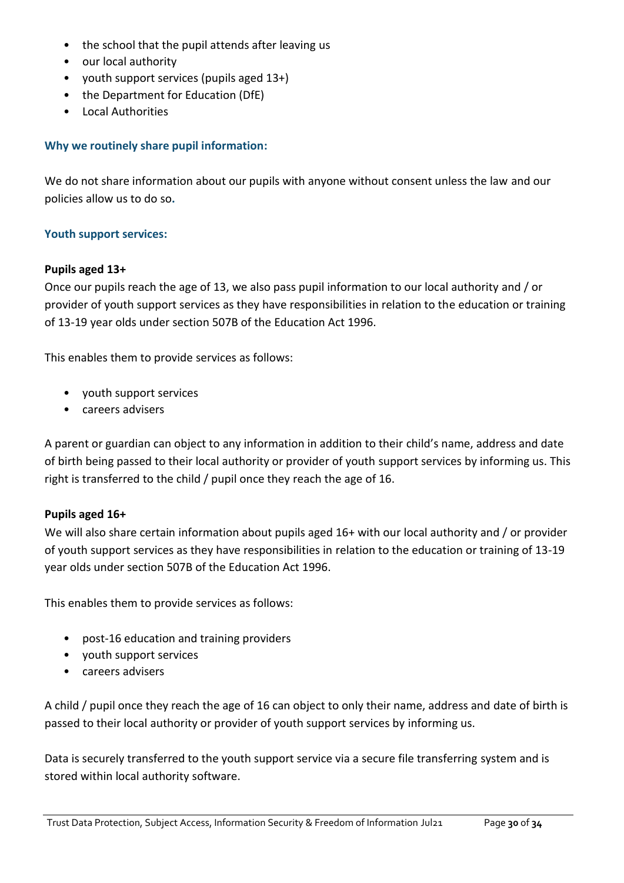- the school that the pupil attends after leaving us
- our local authority
- youth support services (pupils aged 13+)
- the Department for Education (DfE)
- Local Authorities

### Why we routinely share pupil information:

We do not share information about our pupils with anyone without consent unless the law and our policies allow us to do so**.**

### Youth support services:

**Pupils aged 13+**

Once our pupils reach the age of 13, we also pass pupil information to our local authority and / or provider of youth support services as they have responsibilities in relation to the education or training of 13-19 year olds under section 507B of the Education Act 1996.

This enables them to provide services as follows:

- youth support services
- careers advisers

A parent or guardian can object to any information in addition to their child's name, address and date of birth being passed to their local authority or provider of youth support services by informing us. This right is transferred to the child / pupil once they reach the age of 16.

**Pupils aged 16+**

We will also share certain information about pupils aged 16+ with our local authority and / or provider of youth support services as they have responsibilities in relation to the education or training of 13-19 year olds under section 507B of the Education Act 1996.

This enables them to provide services as follows:

- post-16 education and training providers
- youth support services
- careers advisers

A child / pupil once they reach the age of 16 can object to only their name, address and date of birth is passed to their local authority or provider of youth support services by informing us.

Data is securely transferred to the youth support service via a secure file transferring system and is stored within local authority software.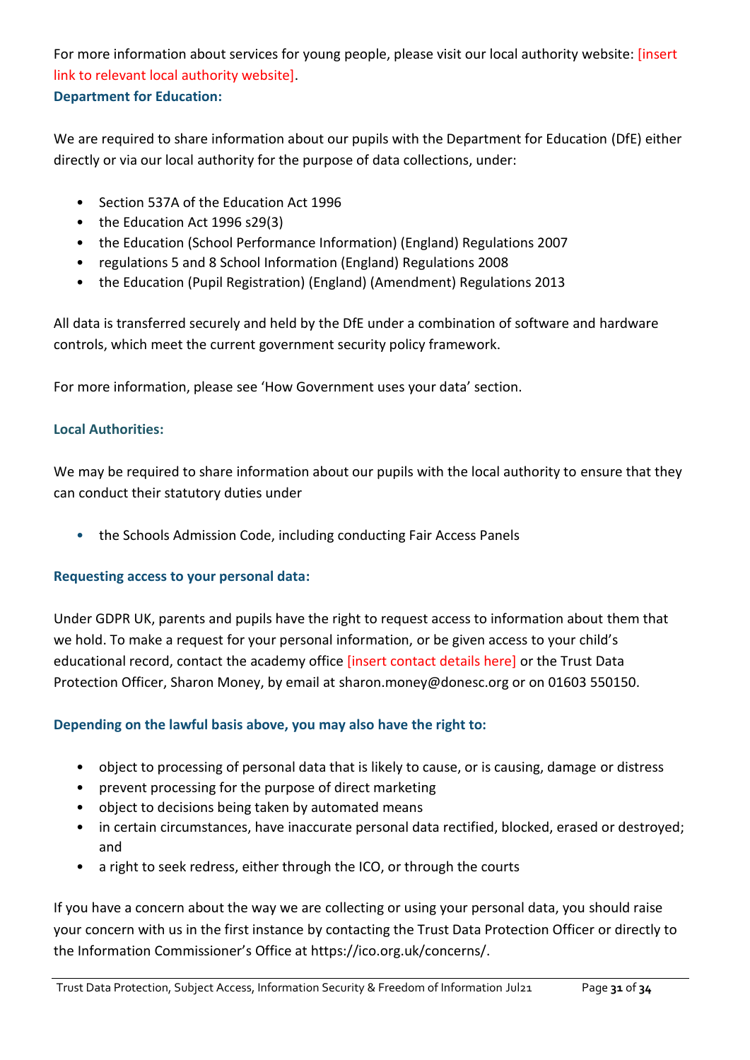For more information about services for young people, please visit our local authority website: [insert link to relevant local authority website].

### Department for Education:

We are required to share information about our pupils with the Department for Education (DfE) either directly or via our local authority for the purpose of data collections, under:

- Section 537A of the Education Act 1996
- the Education Act 1996 s29(3)
- the Education (School Performance Information) (England) Regulations 2007
- regulations 5 and 8 School Information (England) Regulations 2008
- the Education (Pupil Registration) (England) (Amendment) Regulations 2013

All data is transferred securely and held by the DfE under a combination of software and hardware controls, which meet the current government security policy framework.

For more information, please see 'How Government uses your data' section.

### Local Authorities:

We may be required to share information about our pupils with the local authority to ensure that they can conduct their statutory duties under

- the Schools Admission Code, including conducting Fair Access Panels

### Requesting access to your personal data:

Under GDPR UK, parents and pupils have the right to request access to information about them that we hold. To make a request for your personal information, or be given access to your child's educational record, contact the academy office [insert contact details here] or the Trust Data Protection Officer, Sharon Money, by email at sharon.money@donesc.org or on 01603 550150.

### Depending on the lawful basis above, you may also have the right to:

- object to processing of personal data that is likely to cause, or is causing, damage or distress
- prevent processing for the purpose of direct marketing
- object to decisions being taken by automated means
- in certain circumstances, have inaccurate personal data rectified, blocked, erased or destroyed; and
- a right to seek redress, either through the ICO, or through the courts

If you have a concern about the way we are collecting or using your personal data, you should raise your concern with us in the first instance by contacting the Trust Data Protection Officer or directly to the Information Commissioner's Office at https://ico.org.uk/concerns/.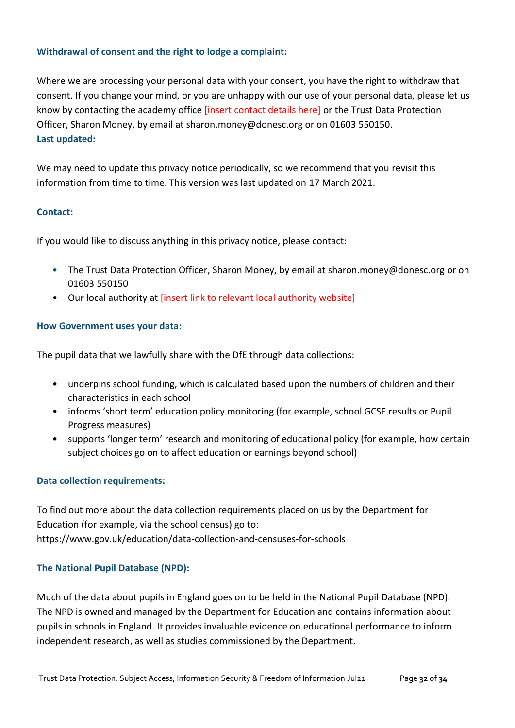### Withdrawal of consent and the right to lodge a complaint:

Where we are processing your personal data with your consent, you have the right to withdraw that consent. If you change your mind, or you are unhappy with our use of your personal data, please let us know by contacting the academy office [insert contact details here] or the Trust Data Protection Officer, Sharon Money, by email at sharon.money@donesc.org or on 01603 550150.

### Last updated:

We may need to update this privacy notice periodically, so we recommend that you revisit this information from time to time. This version was last updated on 17 March 2021.

### Contact:

If you would like to discuss anything in this privacy notice, please contact:

- The Trust Data Protection Officer, Sharon Money, by email at sharon.money@donesc.org or on 01603 550150
- Our local authority at [insert link to relevant local authority website]

### How Government uses your data:

The pupil data that we lawfully share with the DfE through data collections:

- underpins school funding, which is calculated based upon the numbers of children and their characteristics in each school
- informs 'short term' education policy monitoring (for example, school GCSE results or Pupil Progress measures)
- supports 'longer term' research and monitoring of educational policy (for example, how certain subject choices go on to affect education or earnings beyond school)

### Data collection requirements:

To find out more about the data collection requirements placed on us by the Department for Education (for example, via the school census) go to:
https://www.gov.uk/education/data-collection-and-censuses-for-schools

### The National Pupil Database (NPD):

Much of the data about pupils in England goes on to be held in the National Pupil Database (NPD). The NPD is owned and managed by the Department for Education and contains information about pupils in schools in England. It provides invaluable evidence on educational performance to inform independent research, as well as studies commissioned by the Department.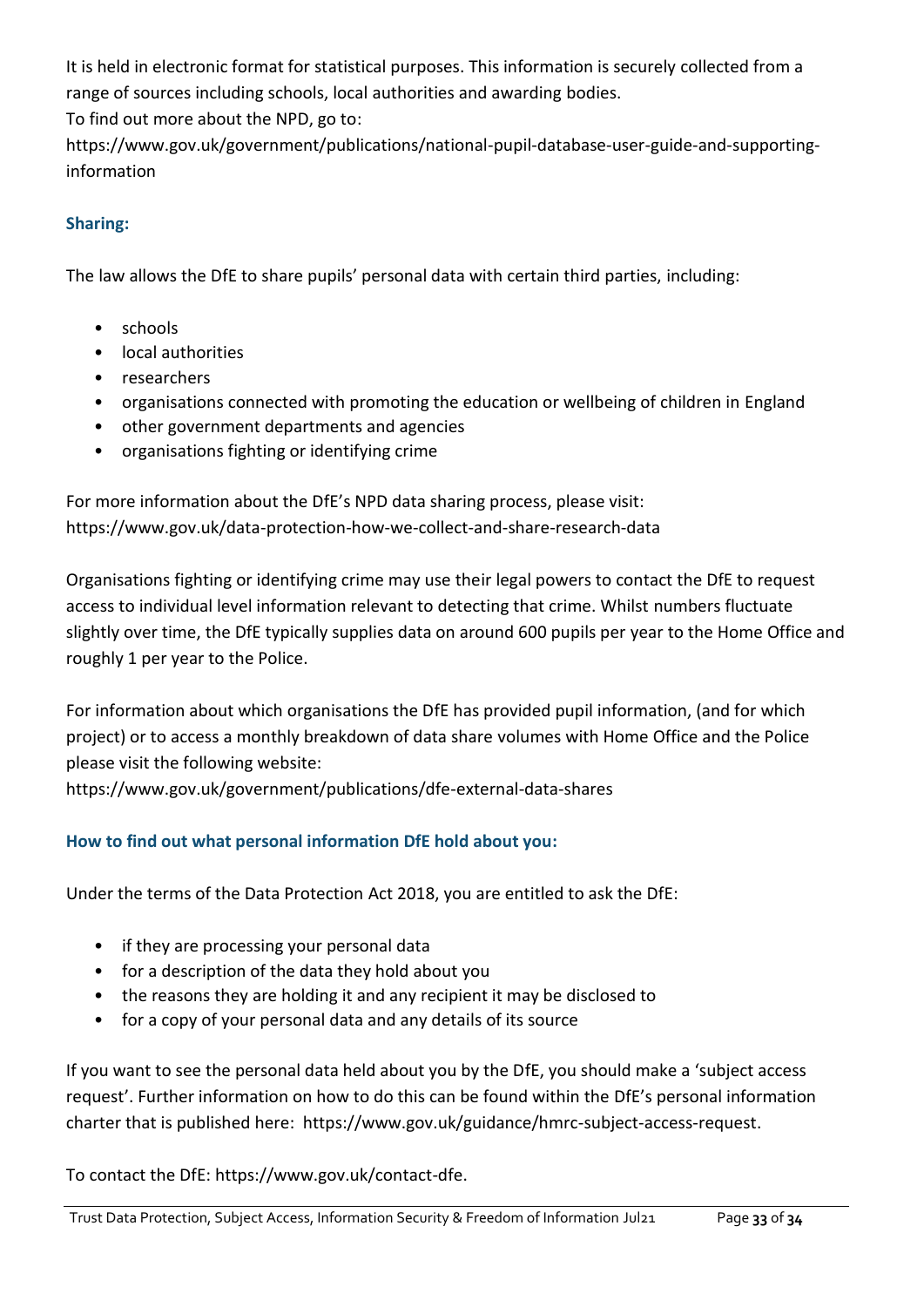It is held in electronic format for statistical purposes. This information is securely collected from a range of sources including schools, local authorities and awarding bodies.
To find out more about the NPD, go to:
https://www.gov.uk/government/publications/national-pupil-database-user-guide-and-supporting-information

### Sharing:

The law allows the DfE to share pupils' personal data with certain third parties, including:

- schools
- local authorities
- researchers
- organisations connected with promoting the education or wellbeing of children in England
- other government departments and agencies
- organisations fighting or identifying crime

For more information about the DfE's NPD data sharing process, please visit:
https://www.gov.uk/data-protection-how-we-collect-and-share-research-data

Organisations fighting or identifying crime may use their legal powers to contact the DfE to request access to individual level information relevant to detecting that crime. Whilst numbers fluctuate slightly over time, the DfE typically supplies data on around 600 pupils per year to the Home Office and roughly 1 per year to the Police.

For information about which organisations the DfE has provided pupil information, (and for which project) or to access a monthly breakdown of data share volumes with Home Office and the Police please visit the following website:
https://www.gov.uk/government/publications/dfe-external-data-shares

### How to find out what personal information DfE hold about you:

Under the terms of the Data Protection Act 2018, you are entitled to ask the DfE:

- if they are processing your personal data
- for a description of the data they hold about you
- the reasons they are holding it and any recipient it may be disclosed to
- for a copy of your personal data and any details of its source

If you want to see the personal data held about you by the DfE, you should make a 'subject access request'. Further information on how to do this can be found within the DfE's personal information charter that is published here: https://www.gov.uk/guidance/hmrc-subject-access-request.

To contact the DfE: https://www.gov.uk/contact-dfe.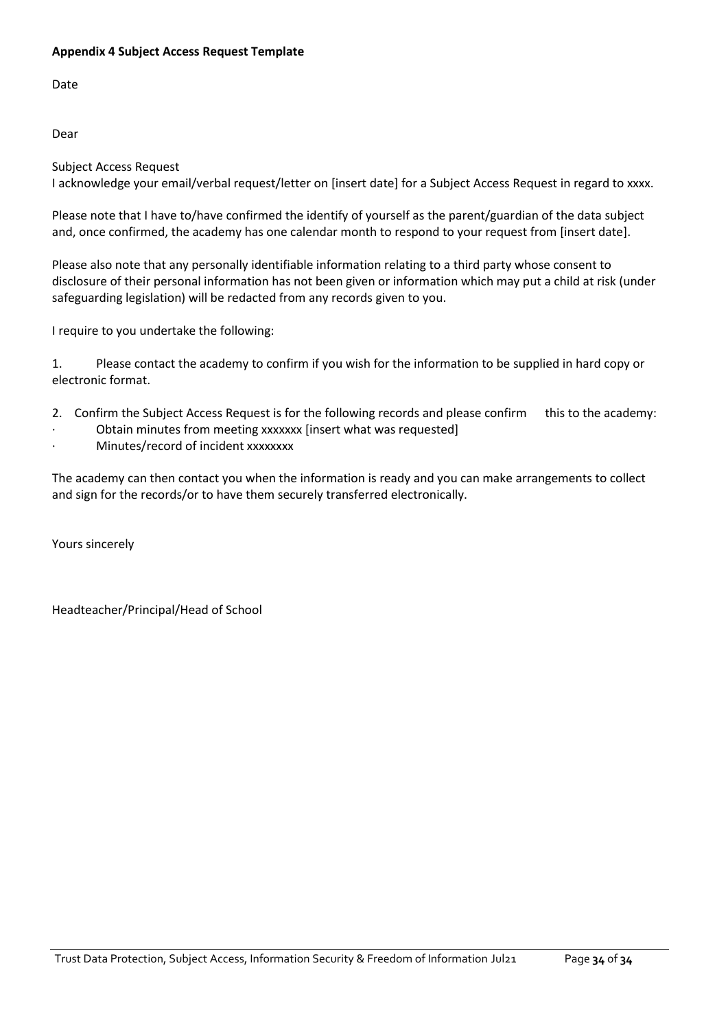**Appendix 4 Subject Access Request Template**

Date

Dear

Subject Access Request
I acknowledge your email/verbal request/letter on [insert date] for a Subject Access Request in regard to xxxx.

Please note that I have to/have confirmed the identify of yourself as the parent/guardian of the data subject and, once confirmed, the academy has one calendar month to respond to your request from [insert date].

Please also note that any personally identifiable information relating to a third party whose consent to disclosure of their personal information has not been given or information which may put a child at risk (under safeguarding legislation) will be redacted from any records given to you.

I require to you undertake the following:

1. Please contact the academy to confirm if you wish for the information to be supplied in hard copy or electronic format.

2. Confirm the Subject Access Request is for the following records and please confirm this to the academy:
   - Obtain minutes from meeting xxxxxxx [insert what was requested]
   - Minutes/record of incident xxxxxxxx

The academy can then contact you when the information is ready and you can make arrangements to collect and sign for the records/or to have them securely transferred electronically.

Yours sincerely

Headteacher/Principal/Head of School